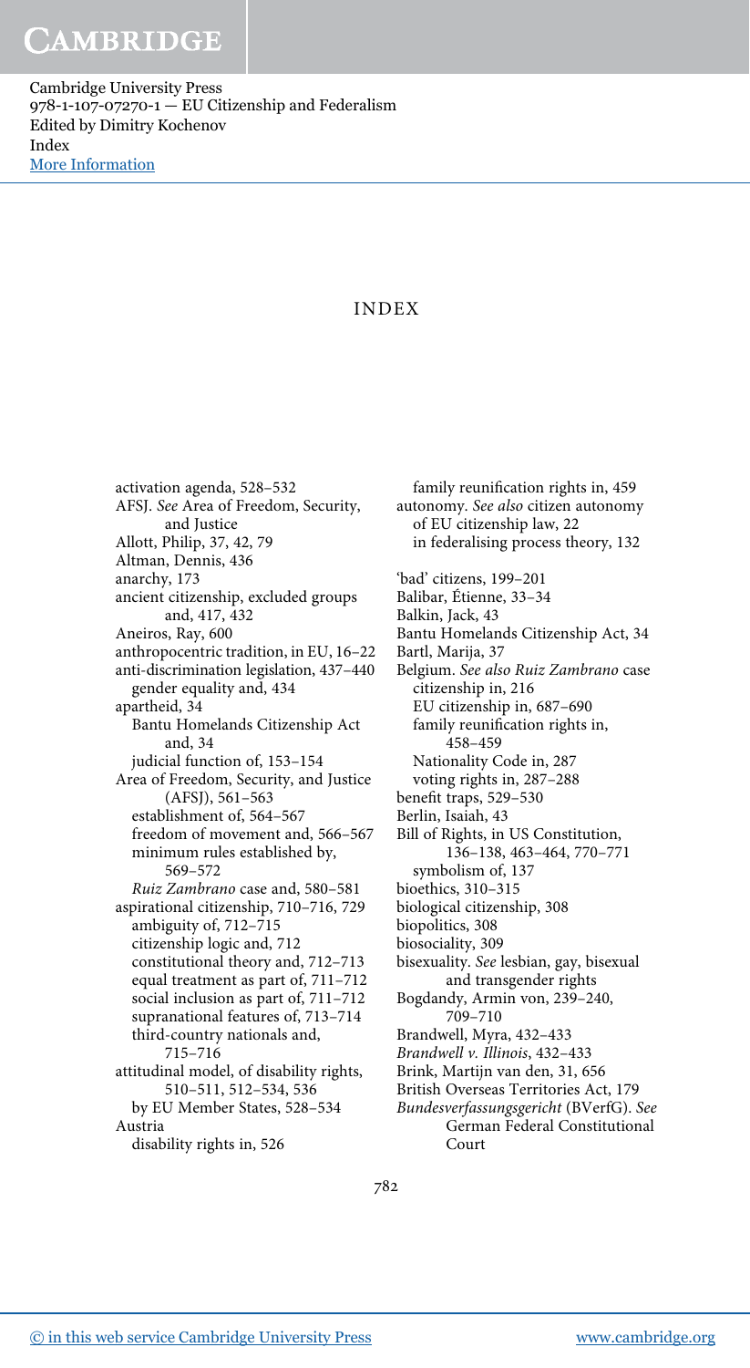# INDEX

activation agenda, 528–532
AFSJ. *See* Area of Freedom, Security, and Justice
Allott, Philip, 37, 42, 79
Altman, Dennis, 436
anarchy, 173
ancient citizenship, excluded groups and, 417, 432
Aneiros, Ray, 600
anthropocentric tradition, in EU, 16–22
anti-discrimination legislation, 437–440
  gender equality and, 434
apartheid, 34
  Bantu Homelands Citizenship Act and, 34
  judicial function of, 153–154
Area of Freedom, Security, and Justice (AFSJ), 561–563
  establishment of, 564–567
  freedom of movement and, 566–567
  minimum rules established by, 569–572
  *Ruiz Zambrano* case and, 580–581
aspirational citizenship, 710–716, 729
  ambiguity of, 712–715
  citizenship logic and, 712
  constitutional theory and, 712–713
  equal treatment as part of, 711–712
  social inclusion as part of, 711–712
  supranational features of, 713–714
  third-country nationals and, 715–716
attitudinal model, of disability rights, 510–511, 512–534, 536
  by EU Member States, 528–534
Austria
  disability rights in, 526
  family reunification rights in, 459
autonomy. *See also* citizen autonomy
  of EU citizenship law, 22
  in federalising process theory, 132

'bad' citizens, 199–201
Balibar, Étienne, 33–34
Balkin, Jack, 43
Bantu Homelands Citizenship Act, 34
Bartl, Marija, 37
Belgium. *See also Ruiz Zambrano* case
  citizenship in, 216
  EU citizenship in, 687–690
  family reunification rights in, 458–459
  Nationality Code in, 287
  voting rights in, 287–288
benefit traps, 529–530
Berlin, Isaiah, 43
Bill of Rights, in US Constitution, 136–138, 463–464, 770–771
  symbolism of, 137
bioethics, 310–315
biological citizenship, 308
biopolitics, 308
biosociality, 309
bisexuality. *See* lesbian, gay, bisexual and transgender rights
Bogdandy, Armin von, 239–240, 709–710
Brandwell, Myra, 432–433
*Brandwell v. Illinois*, 432–433
Brink, Martijn van den, 31, 656
British Overseas Territories Act, 179
*Bundesverfassungsgericht* (BVerfG). *See* German Federal Constitutional Court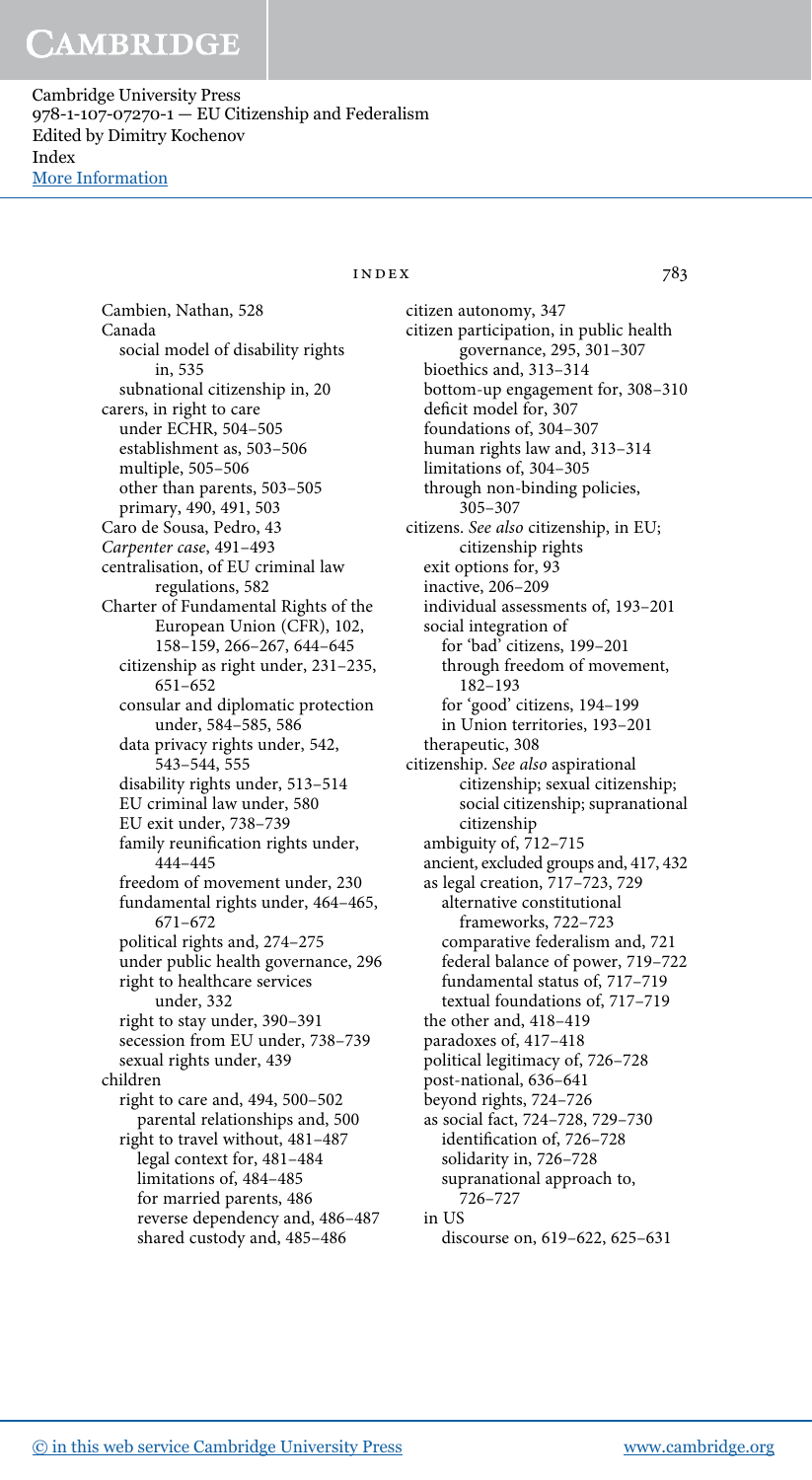Cambien, Nathan, 528
Canada
  social model of disability rights in, 535
  subnational citizenship in, 20
carers, in right to care
  under ECHR, 504–505
  establishment as, 503–506
  multiple, 505–506
  other than parents, 503–505
  primary, 490, 491, 503
Caro de Sousa, Pedro, 43
*Carpenter case*, 491–493
centralisation, of EU criminal law regulations, 582
Charter of Fundamental Rights of the European Union (CFR), 102, 158–159, 266–267, 644–645
  citizenship as right under, 231–235, 651–652
  consular and diplomatic protection under, 584–585, 586
  data privacy rights under, 542, 543–544, 555
  disability rights under, 513–514
  EU criminal law under, 580
  EU exit under, 738–739
  family reunification rights under, 444–445
  freedom of movement under, 230
  fundamental rights under, 464–465, 671–672
  political rights and, 274–275
  under public health governance, 296
  right to healthcare services under, 332
  right to stay under, 390–391
  secession from EU under, 738–739
  sexual rights under, 439
children
  right to care and, 494, 500–502
    parental relationships and, 500
  right to travel without, 481–487
    legal context for, 481–484
    limitations of, 484–485
    for married parents, 486
    reverse dependency and, 486–487
    shared custody and, 485–486
citizen autonomy, 347
citizen participation, in public health governance, 295, 301–307
  bioethics and, 313–314
  bottom-up engagement for, 308–310
  deficit model for, 307
  foundations of, 304–307
  human rights law and, 313–314
  limitations of, 304–305
  through non-binding policies, 305–307
citizens. *See also* citizenship, in EU; citizenship rights
  exit options for, 93
  inactive, 206–209
  individual assessments of, 193–201
  social integration of
    for 'bad' citizens, 199–201
    through freedom of movement, 182–193
    for 'good' citizens, 194–199
    in Union territories, 193–201
  therapeutic, 308
citizenship. *See also* aspirational citizenship; sexual citizenship; social citizenship; supranational citizenship
  ambiguity of, 712–715
  ancient, excluded groups and, 417, 432
  as legal creation, 717–723, 729
    alternative constitutional frameworks, 722–723
    comparative federalism and, 721
    federal balance of power, 719–722
    fundamental status of, 717–719
    textual foundations of, 717–719
  the other and, 418–419
  paradoxes of, 417–418
  political legitimacy of, 726–728
  post-national, 636–641
  beyond rights, 724–726
  as social fact, 724–728, 729–730
    identification of, 726–728
    solidarity in, 726–728
    supranational approach to, 726–727
  in US
    discourse on, 619–622, 625–631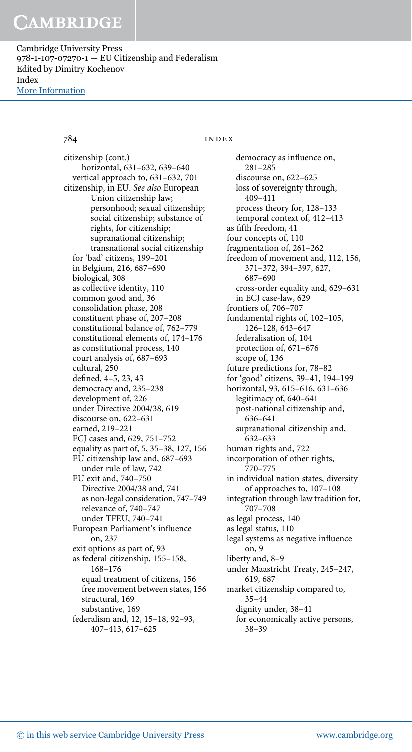citizenship (cont.)
  horizontal, 631–632, 639–640
  vertical approach to, 631–632, 701
citizenship, in EU. *See also* European Union citizenship law; personhood; sexual citizenship; social citizenship; substance of rights, for citizenship; supranational citizenship; transnational social citizenship
  for 'bad' citizens, 199–201
  in Belgium, 216, 687–690
  biological, 308
  as collective identity, 110
  common good and, 36
  consolidation phase, 208
  constituent phase of, 207–208
  constitutional balance of, 762–779
  constitutional elements of, 174–176
  as constitutional process, 140
  court analysis of, 687–693
  cultural, 250
  defined, 4–5, 23, 43
  democracy and, 235–238
  development of, 226
  under Directive 2004/38, 619
  discourse on, 622–631
  earned, 219–221
  ECJ cases and, 629, 751–752
  equality as part of, 5, 35–38, 127, 156
  EU citizenship law and, 687–693
    under rule of law, 742
  EU exit and, 740–750
    Directive 2004/38 and, 741
    as non-legal consideration, 747–749
    relevance of, 740–747
    under TFEU, 740–741
  European Parliament's influence on, 237
  exit options as part of, 93
  as federal citizenship, 155–158, 168–176
    equal treatment of citizens, 156
    free movement between states, 156
    structural, 169
    substantive, 169
  federalism and, 12, 15–18, 92–93, 407–413, 617–625
    democracy as influence on, 281–285
    discourse on, 622–625
    loss of sovereignty through, 409–411
    process theory for, 128–133
    temporal context of, 412–413
  as fifth freedom, 41
  four concepts of, 110
  fragmentation of, 261–262
  freedom of movement and, 112, 156, 371–372, 394–397, 627, 687–690
    cross-order equality and, 629–631
    in ECJ case-law, 629
  frontiers of, 706–707
  fundamental rights of, 102–105, 126–128, 643–647
    federalisation of, 104
    protection of, 671–676
    scope of, 136
  future predictions for, 78–82
  for 'good' citizens, 39–41, 194–199
  horizontal, 93, 615–616, 631–636
    legitimacy of, 640–641
    post-national citizenship and, 636–641
    supranational citizenship and, 632–633
  human rights and, 722
  incorporation of other rights, 770–775
  in individual nation states, diversity of approaches to, 107–108
  integration through law tradition for, 707–708
  as legal process, 140
  as legal status, 110
  legal systems as negative influence on, 9
  liberty and, 8–9
  under Maastricht Treaty, 245–247, 619, 687
  market citizenship compared to, 35–44
    dignity under, 38–41
    for economically active persons, 38–39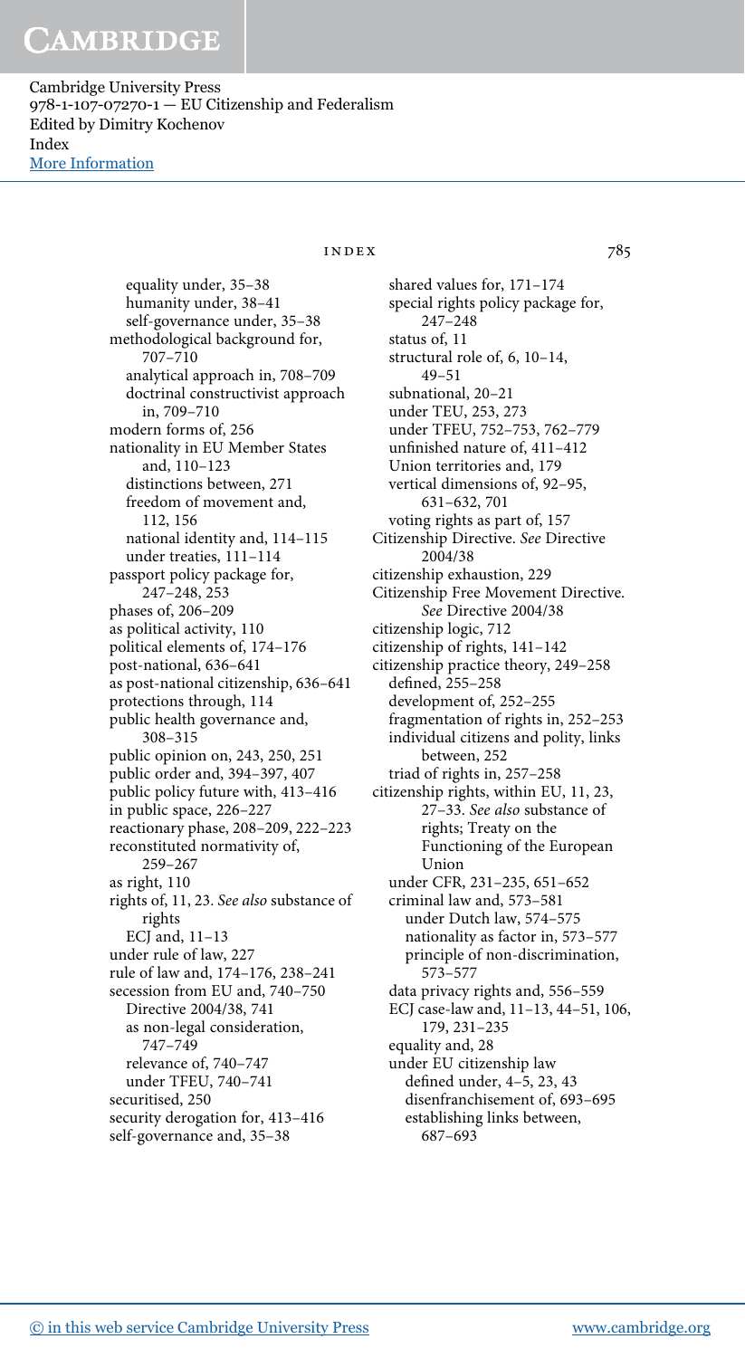equality under, 35–38
humanity under, 38–41
self-governance under, 35–38
methodological background for, 707–710
analytical approach in, 708–709
doctrinal constructivist approach in, 709–710
modern forms of, 256
nationality in EU Member States and, 110–123
distinctions between, 271
freedom of movement and, 112, 156
national identity and, 114–115
under treaties, 111–114
passport policy package for, 247–248, 253
phases of, 206–209
as political activity, 110
political elements of, 174–176
post-national, 636–641
as post-national citizenship, 636–641
protections through, 114
public health governance and, 308–315
public opinion on, 243, 250, 251
public order and, 394–397, 407
public policy future with, 413–416
in public space, 226–227
reactionary phase, 208–209, 222–223
reconstituted normativity of, 259–267
as right, 110
rights of, 11, 23. *See also* substance of rights
ECJ and, 11–13
under rule of law, 227
rule of law and, 174–176, 238–241
secession from EU and, 740–750
Directive 2004/38, 741
as non-legal consideration, 747–749
relevance of, 740–747
under TFEU, 740–741
securitised, 250
security derogation for, 413–416
self-governance and, 35–38
shared values for, 171–174
special rights policy package for, 247–248
status of, 11
structural role of, 6, 10–14, 49–51
subnational, 20–21
under TEU, 253, 273
under TFEU, 752–753, 762–779
unfinished nature of, 411–412
Union territories and, 179
vertical dimensions of, 92–95, 631–632, 701
voting rights as part of, 157

Citizenship Directive. *See* Directive 2004/38

citizenship exhaustion, 229

Citizenship Free Movement Directive. *See* Directive 2004/38

citizenship logic, 712

citizenship of rights, 141–142

citizenship practice theory, 249–258
defined, 255–258
development of, 252–255
fragmentation of rights in, 252–253
individual citizens and polity, links between, 252
triad of rights in, 257–258

citizenship rights, within EU, 11, 23, 27–33. *See also* substance of rights; Treaty on the Functioning of the European Union
under CFR, 231–235, 651–652
criminal law and, 573–581
under Dutch law, 574–575
nationality as factor in, 573–577
principle of non-discrimination, 573–577
data privacy rights and, 556–559
ECJ case-law and, 11–13, 44–51, 106, 179, 231–235
equality and, 28
under EU citizenship law
defined under, 4–5, 23, 43
disenfranchisement of, 693–695
establishing links between, 687–693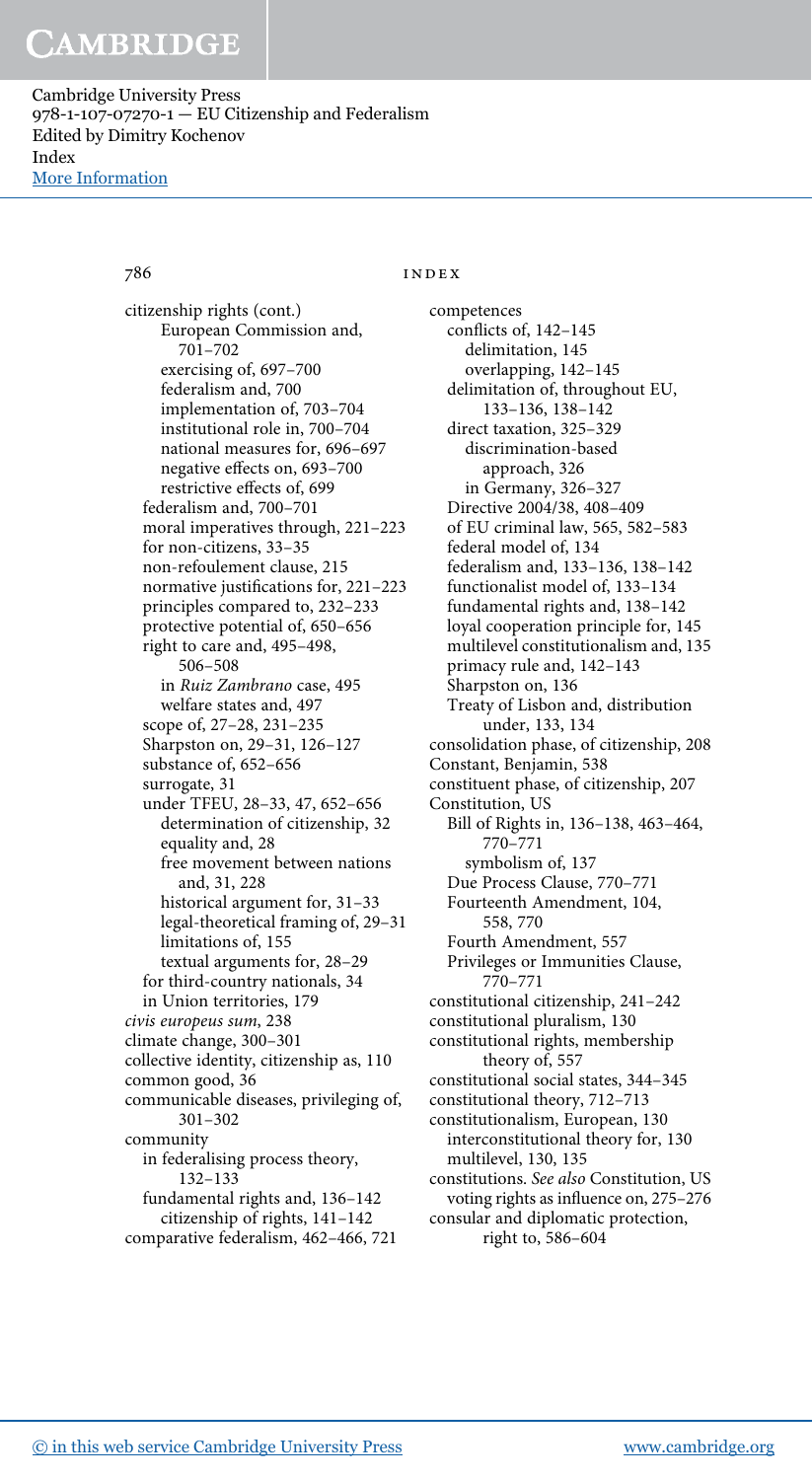citizenship rights (cont.)
  European Commission and, 701–702
  exercising of, 697–700
  federalism and, 700
  implementation of, 703–704
  institutional role in, 700–704
  national measures for, 696–697
  negative effects on, 693–700
  restrictive effects of, 699
 federalism and, 700–701
 moral imperatives through, 221–223
 for non-citizens, 33–35
 non-refoulement clause, 215
 normative justifications for, 221–223
 principles compared to, 232–233
 protective potential of, 650–656
 right to care and, 495–498, 506–508
  in *Ruiz Zambrano* case, 495
  welfare states and, 497
 scope of, 27–28, 231–235
 Sharpston on, 29–31, 126–127
 substance of, 652–656
 surrogate, 31
 under TFEU, 28–33, 47, 652–656
  determination of citizenship, 32
  equality and, 28
  free movement between nations and, 31, 228
  historical argument for, 31–33
  legal-theoretical framing of, 29–31
  limitations of, 155
  textual arguments for, 28–29
 for third-country nationals, 34
 in Union territories, 179
*civis europeus sum*, 238
climate change, 300–301
collective identity, citizenship as, 110
common good, 36
communicable diseases, privileging of, 301–302
community
 in federalising process theory, 132–133
 fundamental rights and, 136–142
  citizenship of rights, 141–142
comparative federalism, 462–466, 721
competences
 conflicts of, 142–145
  delimitation, 145
  overlapping, 142–145
 delimitation of, throughout EU, 133–136, 138–142
 direct taxation, 325–329
  discrimination-based approach, 326
  in Germany, 326–327
 Directive 2004/38, 408–409
 of EU criminal law, 565, 582–583
 federal model of, 134
 federalism and, 133–136, 138–142
 functionalist model of, 133–134
 fundamental rights and, 138–142
 loyal cooperation principle for, 145
 multilevel constitutionalism and, 135
 primacy rule and, 142–143
 Sharpston on, 136
 Treaty of Lisbon and, distribution under, 133, 134
consolidation phase, of citizenship, 208
Constant, Benjamin, 538
constituent phase, of citizenship, 207
Constitution, US
 Bill of Rights in, 136–138, 463–464, 770–771
  symbolism of, 137
 Due Process Clause, 770–771
 Fourteenth Amendment, 104, 558, 770
 Fourth Amendment, 557
 Privileges or Immunities Clause, 770–771
constitutional citizenship, 241–242
constitutional pluralism, 130
constitutional rights, membership theory of, 557
constitutional social states, 344–345
constitutional theory, 712–713
constitutionalism, European, 130
 interconstitutional theory for, 130
 multilevel, 130, 135
constitutions. *See also* Constitution, US
 voting rights as influence on, 275–276
consular and diplomatic protection, right to, 586–604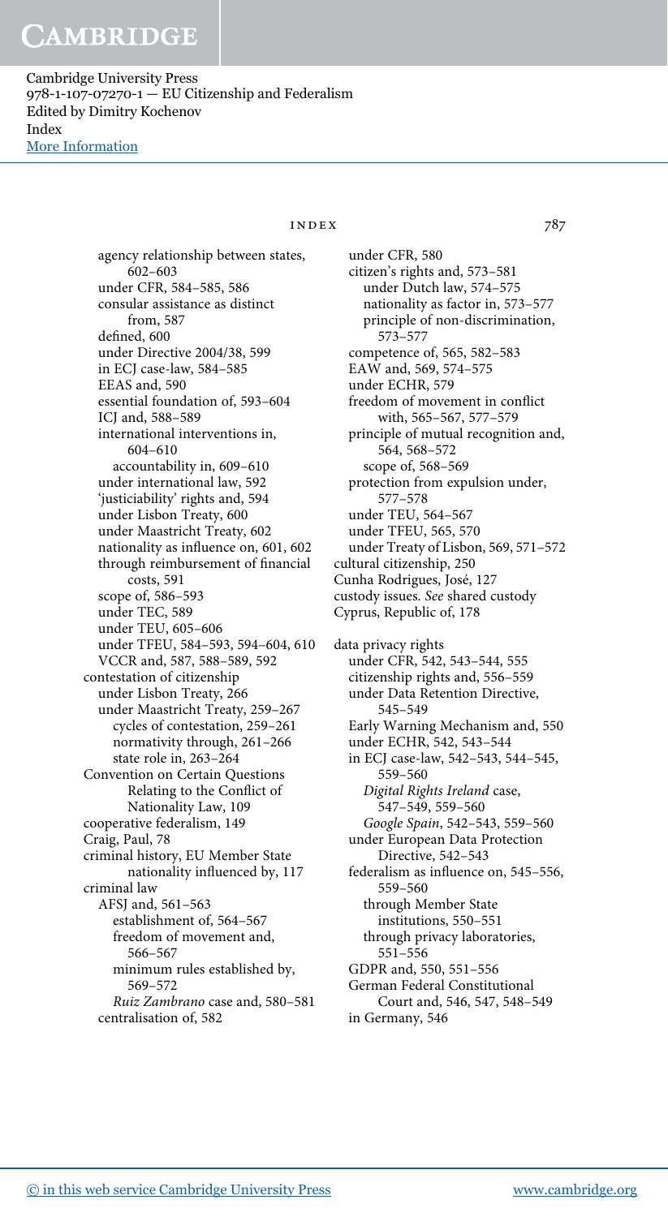agency relationship between states, 602–603
  under CFR, 584–585, 586
  consular assistance as distinct from, 587
  defined, 600
  under Directive 2004/38, 599
  in ECJ case-law, 584–585
  EEAS and, 590
  essential foundation of, 593–604
  ICJ and, 588–589
  international interventions in, 604–610
    accountability in, 609–610
  under international law, 592
  'justiciability' rights and, 594
  under Lisbon Treaty, 600
  under Maastricht Treaty, 602
  nationality as influence on, 601, 602
  through reimbursement of financial costs, 591
  scope of, 586–593
  under TEC, 589
  under TEU, 605–606
  under TFEU, 584–593, 594–604, 610
  VCCR and, 587, 588–589, 592

contestation of citizenship
  under Lisbon Treaty, 266
  under Maastricht Treaty, 259–267
    cycles of contestation, 259–261
    normativity through, 261–266
    state role in, 263–264

Convention on Certain Questions Relating to the Conflict of Nationality Law, 109

cooperative federalism, 149

Craig, Paul, 78

criminal history, EU Member State nationality influenced by, 117

criminal law
  AFSJ and, 561–563
    establishment of, 564–567
    freedom of movement and, 566–567
    minimum rules established by, 569–572
    *Ruiz Zambrano* case and, 580–581
  centralisation of, 582
  under CFR, 580
  citizen's rights and, 573–581
    under Dutch law, 574–575
    nationality as factor in, 573–577
    principle of non-discrimination, 573–577
  competence of, 565, 582–583
  EAW and, 569, 574–575
  under ECHR, 579
  freedom of movement in conflict with, 565–567, 577–579
  principle of mutual recognition and, 564, 568–572
    scope of, 568–569
  protection from expulsion under, 577–578
  under TEU, 564–567
  under TFEU, 565, 570
  under Treaty of Lisbon, 569, 571–572

cultural citizenship, 250

Cunha Rodrigues, José, 127

custody issues. *See* shared custody

Cyprus, Republic of, 178

data privacy rights
  under CFR, 542, 543–544, 555
  citizenship rights and, 556–559
  under Data Retention Directive, 545–549
  Early Warning Mechanism and, 550
  under ECHR, 542, 543–544
  in ECJ case-law, 542–543, 544–545, 559–560
    *Digital Rights Ireland* case, 547–549, 559–560
    *Google Spain*, 542–543, 559–560
  under European Data Protection Directive, 542–543
  federalism as influence on, 545–556, 559–560
    through Member State institutions, 550–551
    through privacy laboratories, 551–556
  GDPR and, 550, 551–556
  German Federal Constitutional Court and, 546, 547, 548–549
  in Germany, 546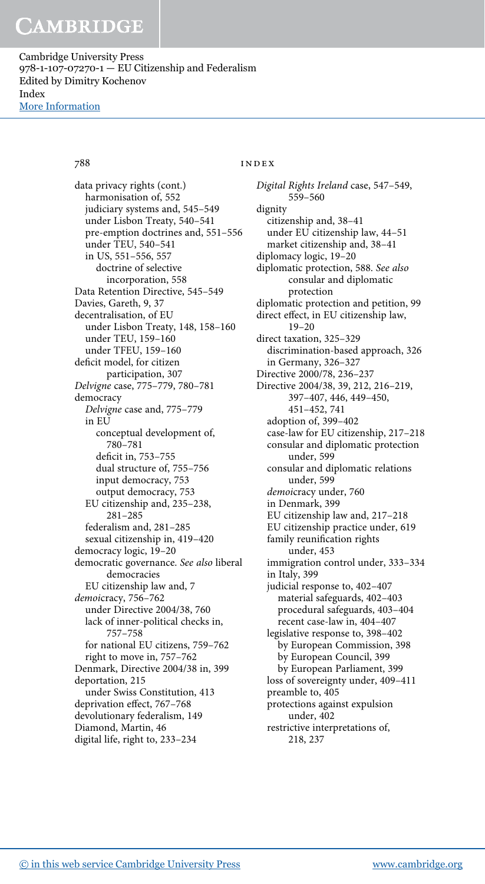data privacy rights (cont.)
  harmonisation of, 552
  judiciary systems and, 545–549
  under Lisbon Treaty, 540–541
  pre-emption doctrines and, 551–556
  under TEU, 540–541
  in US, 551–556, 557
    doctrine of selective incorporation, 558
Data Retention Directive, 545–549
Davies, Gareth, 9, 37
decentralisation, of EU
  under Lisbon Treaty, 148, 158–160
  under TEU, 159–160
  under TFEU, 159–160
deficit model, for citizen participation, 307
*Delvigne* case, 775–779, 780–781
democracy
  *Delvigne* case and, 775–779
  in EU
    conceptual development of, 780–781
    deficit in, 753–755
    dual structure of, 755–756
    input democracy, 753
    output democracy, 753
  EU citizenship and, 235–238, 281–285
  federalism and, 281–285
  sexual citizenship in, 419–420
democracy logic, 19–20
democratic governance. *See also* liberal democracies
  EU citizenship law and, 7
*demoi*cracy, 756–762
  under Directive 2004/38, 760
  lack of inner-political checks in, 757–758
  for national EU citizens, 759–762
  right to move in, 757–762
Denmark, Directive 2004/38 in, 399
deportation, 215
  under Swiss Constitution, 413
deprivation effect, 767–768
devolutionary federalism, 149
Diamond, Martin, 46
digital life, right to, 233–234
*Digital Rights Ireland* case, 547–549, 559–560
dignity
  citizenship and, 38–41
  under EU citizenship law, 44–51
  market citizenship and, 38–41
diplomacy logic, 19–20
diplomatic protection, 588. *See also* consular and diplomatic protection
diplomatic protection and petition, 99
direct effect, in EU citizenship law, 19–20
direct taxation, 325–329
  discrimination-based approach, 326
  in Germany, 326–327
Directive 2000/78, 236–237
Directive 2004/38, 39, 212, 216–219, 397–407, 446, 449–450, 451–452, 741
  adoption of, 399–402
  case-law for EU citizenship, 217–218
  consular and diplomatic protection under, 599
  consular and diplomatic relations under, 599
  *demoi*cracy under, 760
  in Denmark, 399
  EU citizenship law and, 217–218
  EU citizenship practice under, 619
  family reunification rights under, 453
  immigration control under, 333–334
  in Italy, 399
  judicial response to, 402–407
    material safeguards, 402–403
    procedural safeguards, 403–404
    recent case-law in, 404–407
  legislative response to, 398–402
    by European Commission, 398
    by European Council, 399
    by European Parliament, 399
  loss of sovereignty under, 409–411
  preamble to, 405
  protections against expulsion under, 402
  restrictive interpretations of, 218, 237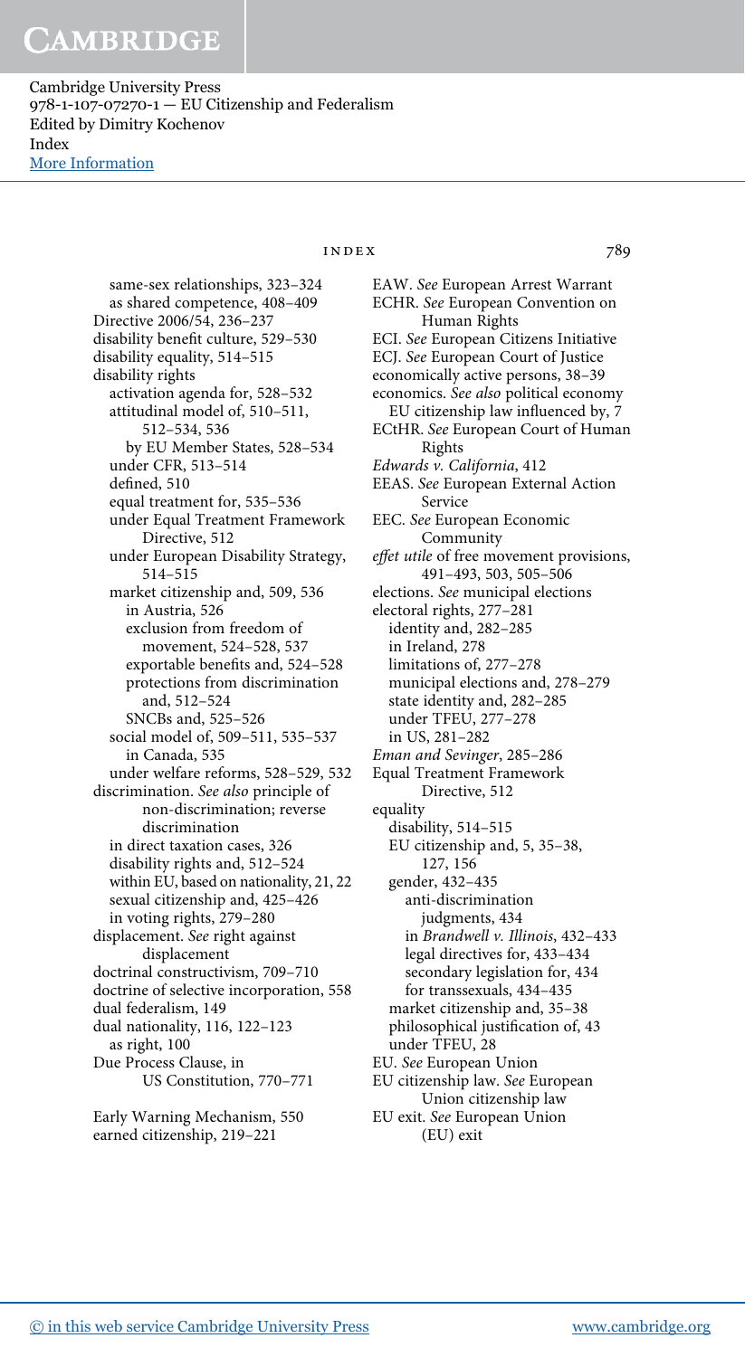same-sex relationships, 323–324
as shared competence, 408–409
Directive 2006/54, 236–237
disability benefit culture, 529–530
disability equality, 514–515
disability rights
- activation agenda for, 528–532
- attitudinal model of, 510–511, 512–534, 536
- by EU Member States, 528–534
- under CFR, 513–514
- defined, 510
- equal treatment for, 535–536
- under Equal Treatment Framework Directive, 512
- under European Disability Strategy, 514–515
- market citizenship and, 509, 536
  - in Austria, 526
  - exclusion from freedom of movement, 524–528, 537
  - exportable benefits and, 525–528
  - protections from discrimination and, 512–524
  - SNCBs and, 525–526
- social model of, 509–511, 535–537
  - in Canada, 535
- under welfare reforms, 528–529, 532

discrimination. *See also* principle of non-discrimination; reverse discrimination
- in direct taxation cases, 326
- disability rights and, 512–524
- within EU, based on nationality, 21, 22
- sexual citizenship and, 425–426
- in voting rights, 279–280

displacement. *See* right against displacement
doctrinal constructivism, 709–710
doctrine of selective incorporation, 558
dual federalism, 149
dual nationality, 116, 122–123
- as right, 100

Due Process Clause, in US Constitution, 770–771

Early Warning Mechanism, 550
earned citizenship, 219–221
EAW. *See* European Arrest Warrant
ECHR. *See* European Convention on Human Rights
ECI. *See* European Citizens Initiative
ECJ. *See* European Court of Justice
economically active persons, 38–39
economics. *See also* political economy
- EU citizenship law influenced by, 7

ECtHR. *See* European Court of Human Rights
*Edwards v. California*, 412
EEAS. *See* European External Action Service
EEC. *See* European Economic Community
*effet utile* of free movement provisions, 491–493, 503, 505–506
elections. *See* municipal elections
electoral rights, 277–281
- identity and, 282–285
- in Ireland, 278
- limitations of, 277–278
- municipal elections and, 278–279
- state identity and, 282–285
- under TFEU, 277–278
- in US, 281–282

*Eman and Sevinger*, 285–286
Equal Treatment Framework Directive, 512
equality
- disability, 514–515
- EU citizenship and, 5, 35–38, 127, 156
- gender, 432–435
  - anti-discrimination judgments, 434
  - in *Brandwell v. Illinois*, 432–433
  - legal directives for, 433–434
  - secondary legislation for, 434
  - for transsexuals, 434–435
- market citizenship and, 35–38
- philosophical justification of, 43
- under TFEU, 28

EU. *See* European Union
EU citizenship law. *See* European Union citizenship law
EU exit. *See* European Union (EU) exit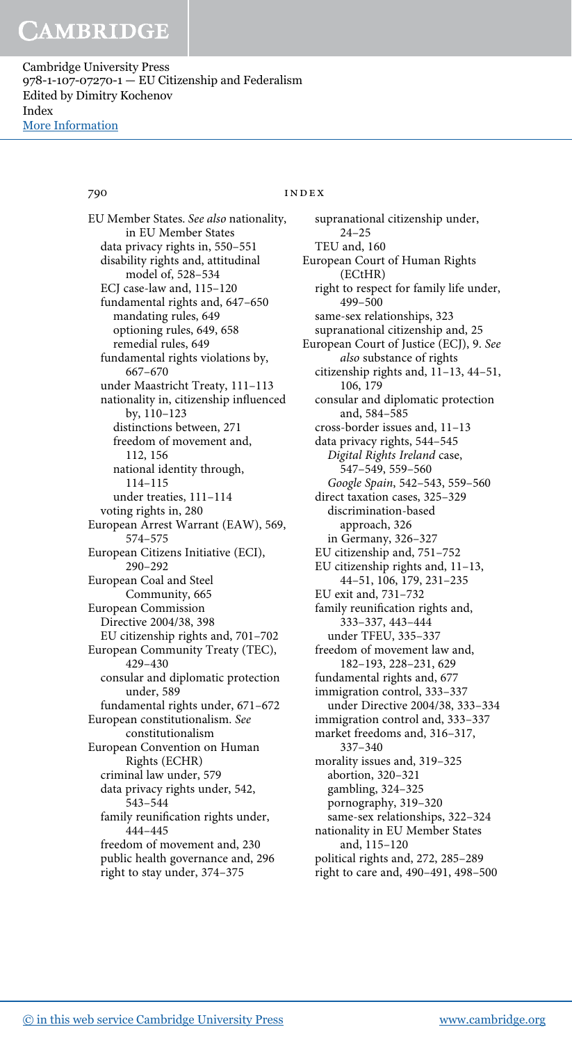EU Member States. *See also* nationality, in EU Member States
- data privacy rights in, 550–551
- disability rights and, attitudinal model of, 528–534
- ECJ case-law and, 115–120
- fundamental rights and, 647–650
  - mandating rules, 649
  - optioning rules, 649, 658
  - remedial rules, 649
- fundamental rights violations by, 667–670
- under Maastricht Treaty, 111–113
- nationality in, citizenship influenced by, 110–123
  - distinctions between, 271
  - freedom of movement and, 112, 156
  - national identity through, 114–115
  - under treaties, 111–114
- voting rights in, 280

European Arrest Warrant (EAW), 569, 574–575

European Citizens Initiative (ECI), 290–292

European Coal and Steel Community, 665

European Commission
- Directive 2004/38, 398
- EU citizenship rights and, 701–702

European Community Treaty (TEC), 429–430
- consular and diplomatic protection under, 589
- fundamental rights under, 671–672

European constitutionalism. *See* constitutionalism

European Convention on Human Rights (ECHR)
- criminal law under, 579
- data privacy rights under, 542, 543–544
- family reunification rights under, 444–445
- freedom of movement and, 230
- public health governance and, 296
- right to stay under, 374–375
- supranational citizenship under, 24–25
- TEU and, 160

European Court of Human Rights (ECtHR)
- right to respect for family life under, 499–500
- same-sex relationships, 323
- supranational citizenship and, 25

European Court of Justice (ECJ), 9. *See also* substance of rights
- citizenship rights and, 11–13, 44–51, 106, 179
- consular and diplomatic protection and, 584–585
- cross-border issues and, 11–13
- data privacy rights, 544–545
  - *Digital Rights Ireland* case, 547–549, 559–560
  - *Google Spain*, 542–543, 559–560
- direct taxation cases, 325–329
  - discrimination-based approach, 326
  - in Germany, 326–327
- EU citizenship and, 751–752
- EU citizenship rights and, 11–13, 44–51, 106, 179, 231–235
- EU exit and, 731–732
- family reunification rights and, 333–337, 443–444
  - under TFEU, 335–337
- freedom of movement law and, 182–193, 228–231, 629
- fundamental rights and, 677
- immigration control, 333–337
  - under Directive 2004/38, 333–334
- immigration control and, 333–337
- market freedoms and, 316–317, 337–340
- morality issues and, 319–325
  - abortion, 320–321
  - gambling, 324–325
  - pornography, 319–320
  - same-sex relationships, 322–324
- nationality in EU Member States and, 115–120
- political rights and, 272, 285–289
- right to care and, 490–491, 498–500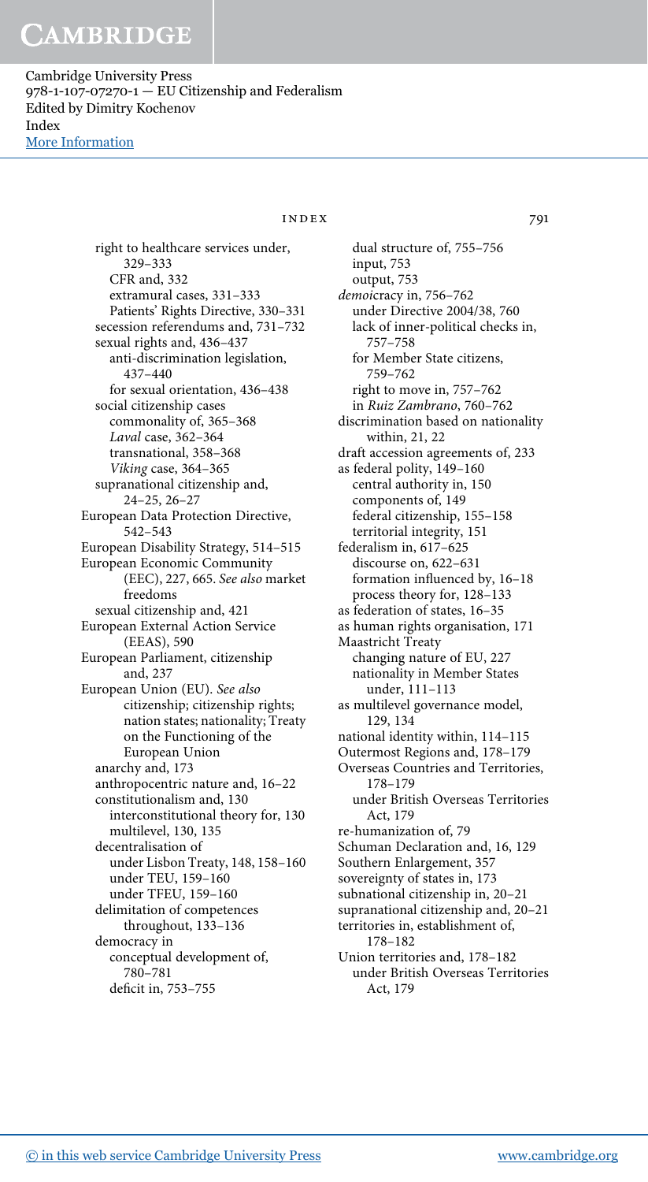right to healthcare services under, 329–333
  CFR and, 332
  extramural cases, 331–333
  Patients' Rights Directive, 330–331
secession referendums and, 731–732
sexual rights and, 436–437
  anti-discrimination legislation, 437–440
  for sexual orientation, 436–438
social citizenship cases
  commonality of, 365–368
  *Laval* case, 362–364
  transnational, 358–368
  *Viking* case, 364–365
supranational citizenship and, 24–25, 26–27

European Data Protection Directive, 542–543

European Disability Strategy, 514–515

European Economic Community (EEC), 227, 665. *See also* market freedoms
  sexual citizenship and, 421

European External Action Service (EEAS), 590

European Parliament, citizenship and, 237

European Union (EU). *See also* citizenship; citizenship rights; nation states; nationality; Treaty on the Functioning of the European Union
  anarchy and, 173
  anthropocentric nature and, 16–22
  constitutionalism and, 130
    interconstitutional theory for, 130
    multilevel, 130, 135
  decentralisation of
    under Lisbon Treaty, 148, 158–160
    under TEU, 159–160
    under TFEU, 159–160
  delimitation of competences throughout, 133–136
  democracy in
    conceptual development of, 780–781
    deficit in, 753–755
    dual structure of, 755–756
    input, 753
    output, 753
  *demoi*cracy in, 756–762
    under Directive 2004/38, 760
    lack of inner-political checks in, 757–758
    for Member State citizens, 759–762
    right to move in, 757–762
    in *Ruiz Zambrano*, 760–762
  discrimination based on nationality within, 21, 22
  draft accession agreements of, 233
  as federal polity, 149–160
    central authority in, 150
    components of, 149
    federal citizenship, 155–158
    territorial integrity, 151
  federalism in, 617–625
    discourse on, 622–631
    formation influenced by, 16–18
    process theory for, 128–133
  as federation of states, 16–35
  as human rights organisation, 171
  Maastricht Treaty
    changing nature of EU, 227
    nationality in Member States under, 111–113
  as multilevel governance model, 129, 134
  national identity within, 114–115
  Outermost Regions and, 178–179
  Overseas Countries and Territories, 178–179
    under British Overseas Territories Act, 179
  re-humanization of, 79
  Schuman Declaration and, 16, 129
  Southern Enlargement, 357
  sovereignty of states in, 173
  subnational citizenship in, 20–21
  supranational citizenship and, 20–21
  territories in, establishment of, 178–182
  Union territories and, 178–182
    under British Overseas Territories Act, 179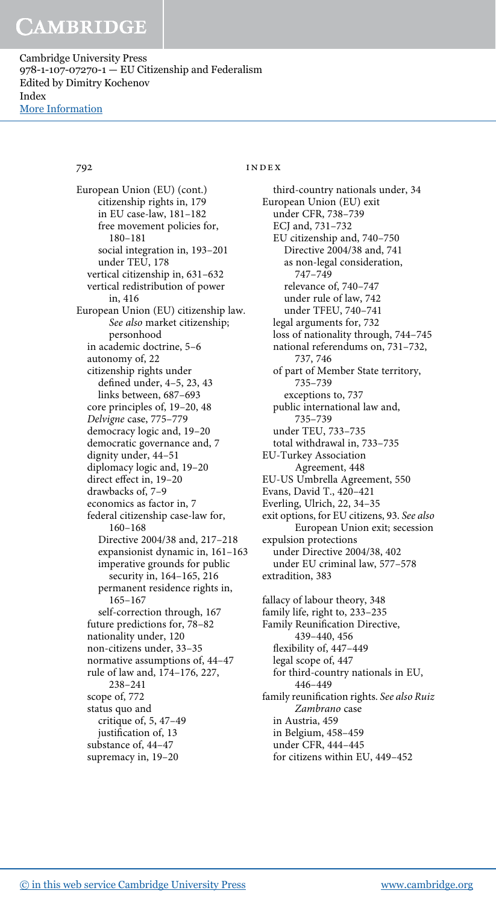European Union (EU) (cont.)
  citizenship rights in, 179
  in EU case-law, 181–182
  free movement policies for, 180–181
  social integration in, 193–201
  under TEU, 178
 vertical citizenship in, 631–632
 vertical redistribution of power in, 416

European Union (EU) citizenship law. *See also* market citizenship; personhood
 in academic doctrine, 5–6
 autonomy of, 22
 citizenship rights under
  defined under, 4–5, 23, 43
  links between, 687–693
 core principles of, 19–20, 48
 *Delvigne* case, 775–779
 democracy logic and, 19–20
 democratic governance and, 7
 dignity under, 44–51
 diplomacy logic and, 19–20
 direct effect in, 19–20
 drawbacks of, 7–9
 economics as factor in, 7
 federal citizenship case-law for, 160–168
  Directive 2004/38 and, 217–218
  expansionist dynamic in, 161–163
  imperative grounds for public security in, 164–165, 216
  permanent residence rights in, 165–167
  self-correction through, 167
 future predictions for, 78–82
 nationality under, 120
 non-citizens under, 33–35
 normative assumptions of, 44–47
 rule of law and, 174–176, 227, 238–241
 scope of, 772
 status quo and
  critique of, 5, 47–49
  justification of, 13
 substance of, 44–47
 supremacy in, 19–20
 third-country nationals under, 34

European Union (EU) exit
 under CFR, 738–739
 ECJ and, 731–732
 EU citizenship and, 740–750
  Directive 2004/38 and, 741
  as non-legal consideration, 747–749
  relevance of, 740–747
  under rule of law, 742
  under TFEU, 740–741
 legal arguments for, 732
 loss of nationality through, 744–745
 national referendums on, 731–732, 737, 746
 of part of Member State territory, 735–739
  exceptions to, 737
 public international law and, 735–739
 under TEU, 733–735
 total withdrawal in, 733–735

EU-Turkey Association Agreement, 448

EU-US Umbrella Agreement, 550

Evans, David T., 420–421

Everling, Ulrich, 22, 34–35

exit options, for EU citizens, 93. *See also* European Union exit; secession

expulsion protections
 under Directive 2004/38, 402
 under EU criminal law, 577–578

extradition, 383

fallacy of labour theory, 348

family life, right to, 233–235

Family Reunification Directive, 439–440, 456
 flexibility of, 447–449
 legal scope of, 447
 for third-country nationals in EU, 446–449

family reunification rights. *See also Ruiz Zambrano* case
 in Austria, 459
 in Belgium, 458–459
 under CFR, 444–445
 for citizens within EU, 449–452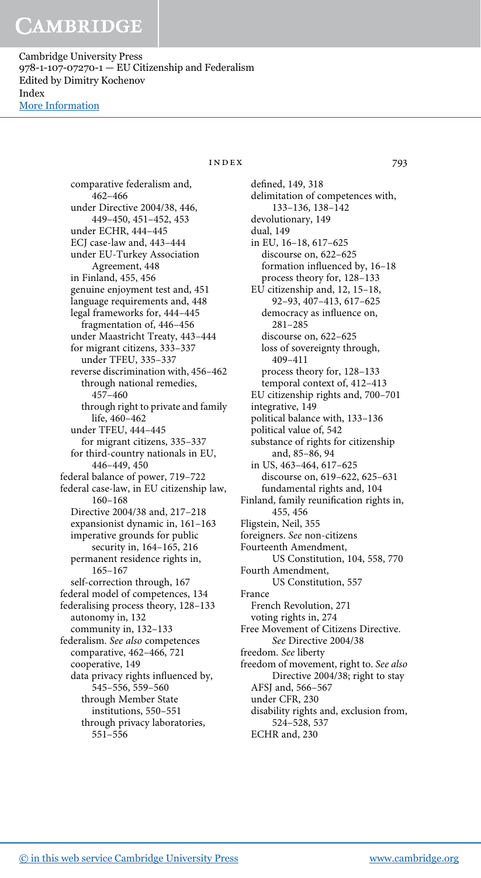comparative federalism and, 462–466
  under Directive 2004/38, 446, 449–450, 451–452, 453
  under ECHR, 444–445
  ECJ case-law and, 443–444
  under EU-Turkey Association Agreement, 448
  in Finland, 455, 456
  genuine enjoyment test and, 451
  language requirements and, 448
  legal frameworks for, 444–445
    fragmentation of, 446–456
  under Maastricht Treaty, 443–444
  for migrant citizens, 333–337
    under TFEU, 335–337
  reverse discrimination with, 456–462
    through national remedies, 457–460
    through right to private and family life, 460–462
  under TFEU, 444–445
    for migrant citizens, 335–337
  for third-country nationals in EU, 446–449, 450
federal balance of power, 719–722
federal case-law, in EU citizenship law, 160–168
  Directive 2004/38 and, 217–218
  expansionist dynamic in, 161–163
  imperative grounds for public security in, 164–165, 216
  permanent residence rights in, 165–167
  self-correction through, 167
federal model of competences, 134
federalising process theory, 128–133
  autonomy in, 132
  community in, 132–133
federalism. *See also* competences
  comparative, 462–466, 721
  cooperative, 149
  data privacy rights influenced by, 545–556, 559–560
    through Member State institutions, 550–551
    through privacy laboratories, 551–556
  defined, 149, 318
  delimitation of competences with, 133–136, 138–142
  devolutionary, 149
  dual, 149
  in EU, 16–18, 617–625
    discourse on, 622–625
    formation influenced by, 16–18
    process theory for, 128–133
  EU citizenship and, 12, 15–18, 92–93, 407–413, 617–625
    democracy as influence on, 281–285
    discourse on, 622–625
    loss of sovereignty through, 409–411
    process theory for, 128–133
    temporal context of, 412–413
  EU citizenship rights and, 700–701
  integrative, 149
  political balance with, 133–136
  political value of, 542
  substance of rights for citizenship and, 85–86, 94
  in US, 463–464, 617–625
    discourse on, 619–622, 625–631
    fundamental rights and, 104
Finland, family reunification rights in, 455, 456
Fligstein, Neil, 355
foreigners. *See* non-citizens
Fourteenth Amendment, US Constitution, 104, 558, 770
Fourth Amendment, US Constitution, 557
France
  French Revolution, 271
  voting rights in, 274
Free Movement of Citizens Directive. *See* Directive 2004/38
freedom. *See* liberty
freedom of movement, right to. *See also* Directive 2004/38; right to stay
  AFSJ and, 566–567
  under CFR, 230
  disability rights and, exclusion from, 524–528, 537
  ECHR and, 230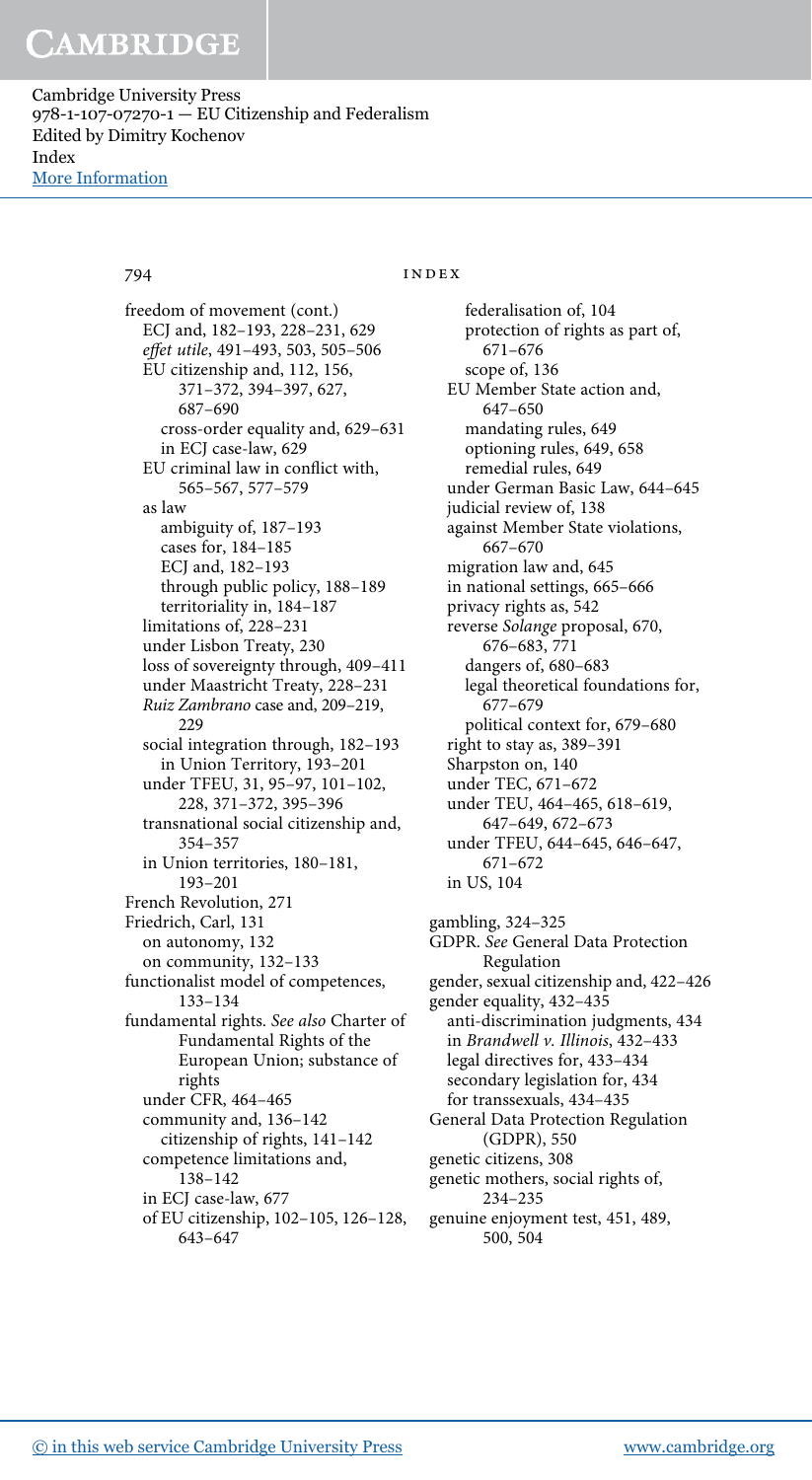freedom of movement (cont.)
  ECJ and, 182–193, 228–231, 629
  *effet utile*, 491–493, 503, 505–506
  EU citizenship and, 112, 156, 371–372, 394–397, 627, 687–690
    cross-order equality and, 629–631
    in ECJ case-law, 629
  EU criminal law in conflict with, 565–567, 577–579
  as law
    ambiguity of, 187–193
    cases for, 184–185
    ECJ and, 182–193
    through public policy, 188–189
    territoriality in, 184–187
  limitations of, 228–231
  under Lisbon Treaty, 230
  loss of sovereignty through, 409–411
  under Maastricht Treaty, 228–231
  *Ruiz Zambrano* case and, 209–219, 229
  social integration through, 182–193
    in Union Territory, 193–201
  under TFEU, 31, 95–97, 101–102, 228, 371–372, 395–396
  transnational social citizenship and, 354–357
  in Union territories, 180–181, 193–201
French Revolution, 271
Friedrich, Carl, 131
  on autonomy, 132
  on community, 132–133
functionalist model of competences, 133–134
fundamental rights. *See also* Charter of Fundamental Rights of the European Union; substance of rights
  under CFR, 464–465
  community and, 136–142
    citizenship of rights, 141–142
  competence limitations and, 138–142
  in ECJ case-law, 677
  of EU citizenship, 102–105, 126–128, 643–647
    federalisation of, 104
    protection of rights as part of, 671–676
    scope of, 136
  EU Member State action and, 647–650
    mandating rules, 649
    optioning rules, 649, 658
    remedial rules, 649
  under German Basic Law, 644–645
  judicial review of, 138
  against Member State violations, 667–670
  migration law and, 645
  in national settings, 665–666
  privacy rights as, 542
  reverse *Solange* proposal, 670, 676–683, 771
    dangers of, 680–683
    legal theoretical foundations for, 677–679
    political context for, 679–680
  right to stay as, 389–391
  Sharpston on, 140
  under TEC, 671–672
  under TEU, 464–465, 618–619, 647–649, 672–673
  under TFEU, 644–645, 646–647, 671–672
  in US, 104

gambling, 324–325
GDPR. *See* General Data Protection Regulation
gender, sexual citizenship and, 422–426
gender equality, 432–435
  anti-discrimination judgments, 434
  in *Brandwell v. Illinois*, 432–433
  legal directives for, 433–434
  secondary legislation for, 434
  for transsexuals, 434–435
General Data Protection Regulation (GDPR), 550
genetic citizens, 308
genetic mothers, social rights of, 234–235
genuine enjoyment test, 451, 489, 500, 504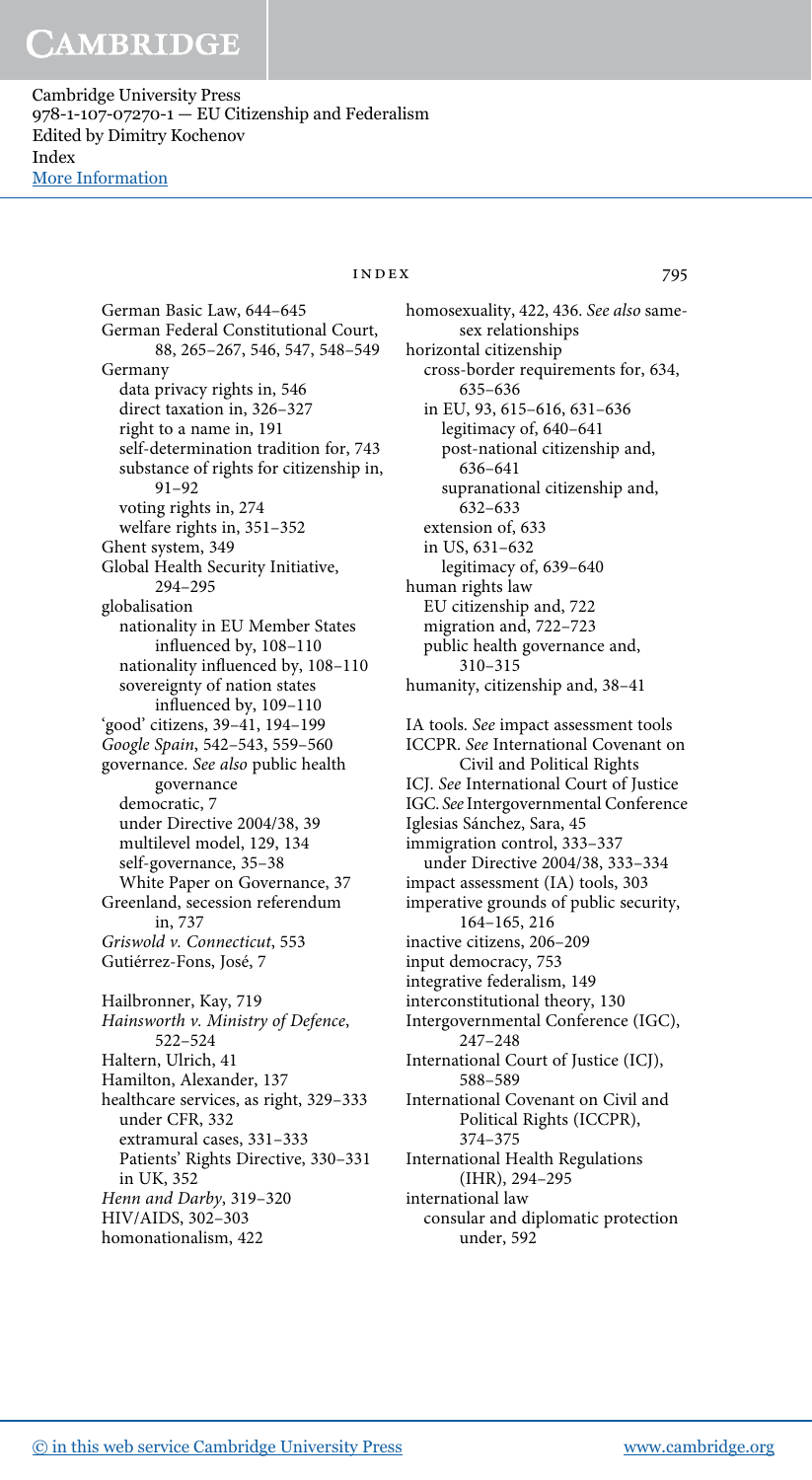German Basic Law, 644–645
German Federal Constitutional Court, 88, 265–267, 546, 547, 548–549
Germany
  data privacy rights in, 546
  direct taxation in, 326–327
  right to a name in, 191
  self-determination tradition for, 743
  substance of rights for citizenship in, 91–92
  voting rights in, 274
  welfare rights in, 351–352
Ghent system, 349
Global Health Security Initiative, 294–295
globalisation
  nationality in EU Member States influenced by, 108–110
  nationality influenced by, 108–110
  sovereignty of nation states influenced by, 109–110
'good' citizens, 39–41, 194–199
*Google Spain*, 542–543, 559–560
governance. *See also* public health governance
  democratic, 7
  under Directive 2004/38, 39
  multilevel model, 129, 134
  self-governance, 35–38
  White Paper on Governance, 37
Greenland, secession referendum in, 737
*Griswold v. Connecticut*, 553
Gutiérrez-Fons, José, 7

Hailbronner, Kay, 719
*Hainsworth v. Ministry of Defence*, 522–524
Haltern, Ulrich, 41
Hamilton, Alexander, 137
healthcare services, as right, 329–333
  under CFR, 332
  extramural cases, 331–333
  Patients' Rights Directive, 330–331
  in UK, 352
*Henn and Darby*, 319–320
HIV/AIDS, 302–303
homonationalism, 422
homosexuality, 422, 436. *See also* same-sex relationships
horizontal citizenship
  cross-border requirements for, 634, 635–636
  in EU, 93, 615–616, 631–636
    legitimacy of, 640–641
    post-national citizenship and, 636–641
    supranational citizenship and, 632–633
  extension of, 633
  in US, 631–632
    legitimacy of, 639–640
human rights law
  EU citizenship and, 722
  migration and, 722–723
  public health governance and, 310–315
humanity, citizenship and, 38–41

IA tools. *See* impact assessment tools
ICCPR. *See* International Covenant on Civil and Political Rights
ICJ. *See* International Court of Justice
IGC. *See* Intergovernmental Conference
Iglesias Sánchez, Sara, 45
immigration control, 333–337
  under Directive 2004/38, 333–334
impact assessment (IA) tools, 303
imperative grounds of public security, 164–165, 216
inactive citizens, 206–209
input democracy, 753
integrative federalism, 149
interconstitutional theory, 130
Intergovernmental Conference (IGC), 247–248
International Court of Justice (ICJ), 588–589
International Covenant on Civil and Political Rights (ICCPR), 374–375
International Health Regulations (IHR), 294–295
international law
  consular and diplomatic protection under, 592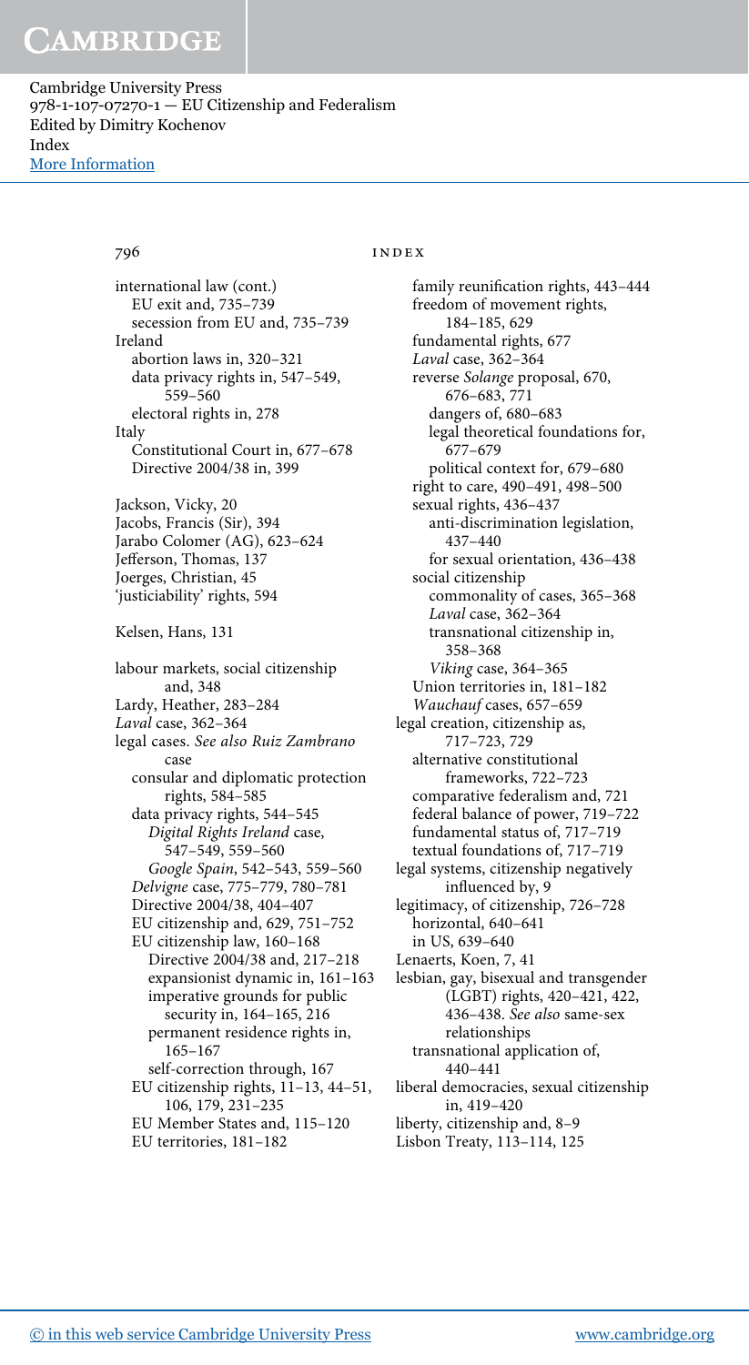international law (cont.)
  EU exit and, 735–739
  secession from EU and, 735–739
Ireland
  abortion laws in, 320–321
  data privacy rights in, 547–549, 559–560
  electoral rights in, 278
Italy
  Constitutional Court in, 677–678
  Directive 2004/38 in, 399

Jackson, Vicky, 20
Jacobs, Francis (Sir), 394
Jarabo Colomer (AG), 623–624
Jefferson, Thomas, 137
Joerges, Christian, 45
'justiciability' rights, 594

Kelsen, Hans, 131

labour markets, social citizenship and, 348
Lardy, Heather, 283–284
*Laval* case, 362–364
legal cases. *See also Ruiz Zambrano* case
  consular and diplomatic protection rights, 584–585
  data privacy rights, 544–545
    *Digital Rights Ireland* case, 547–549, 559–560
    *Google Spain*, 542–543, 559–560
  *Delvigne* case, 775–779, 780–781
  Directive 2004/38, 404–407
  EU citizenship and, 629, 751–752
  EU citizenship law, 160–168
    Directive 2004/38 and, 217–218
    expansionist dynamic in, 161–163
    imperative grounds for public security in, 164–165, 216
    permanent residence rights in, 165–167
    self-correction through, 167
  EU citizenship rights, 11–13, 44–51, 106, 179, 231–235
  EU Member States and, 115–120
  EU territories, 181–182
  family reunification rights, 443–444
  freedom of movement rights, 184–185, 629
  fundamental rights, 677
  *Laval* case, 362–364
  reverse *Solange* proposal, 670, 676–683, 771
    dangers of, 680–683
    legal theoretical foundations for, 677–679
    political context for, 679–680
  right to care, 490–491, 498–500
  sexual rights, 436–437
    anti-discrimination legislation, 437–440
    for sexual orientation, 436–438
  social citizenship
    commonality of cases, 365–368
    *Laval* case, 362–364
    transnational citizenship in, 358–368
    *Viking* case, 364–365
  Union territories in, 181–182
  *Wauchauf* cases, 657–659
legal creation, citizenship as, 717–723, 729
  alternative constitutional frameworks, 722–723
  comparative federalism and, 721
  federal balance of power, 719–722
  fundamental status of, 717–719
  textual foundations of, 717–719
legal systems, citizenship negatively influenced by, 9
legitimacy, of citizenship, 726–728
  horizontal, 640–641
  in US, 639–640
Lenaerts, Koen, 7, 41
lesbian, gay, bisexual and transgender (LGBT) rights, 420–421, 422, 436–438. *See also* same-sex relationships
  transnational application of, 440–441
liberal democracies, sexual citizenship in, 419–420
liberty, citizenship and, 8–9
Lisbon Treaty, 113–114, 125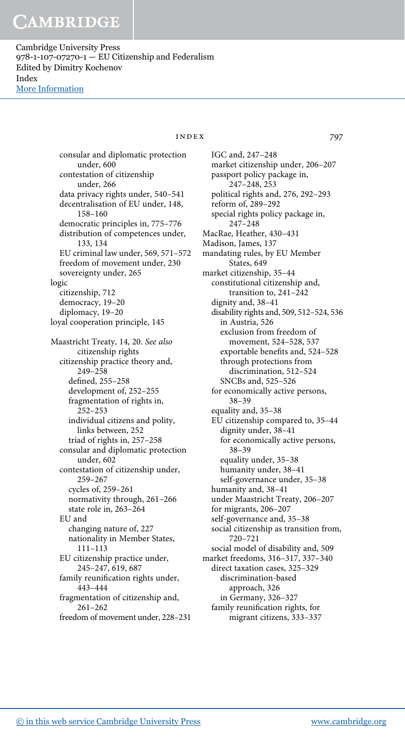consular and diplomatic protection under, 600
contestation of citizenship under, 266
data privacy rights under, 540–541
decentralisation of EU under, 148, 158–160
democratic principles in, 775–776
distribution of competences under, 133, 134
EU criminal law under, 569, 571–572
freedom of movement under, 230
sovereignty under, 265

logic
- citizenship, 712
- democracy, 19–20
- diplomacy, 19–20

loyal cooperation principle, 145

Maastricht Treaty, 14, 20. *See also* citizenship rights
- citizenship practice theory and, 249–258
  - defined, 255–258
  - development of, 252–255
  - fragmentation of rights in, 252–253
  - individual citizens and polity, links between, 252
  - triad of rights in, 257–258
- consular and diplomatic protection under, 602
- contestation of citizenship under, 259–267
  - cycles of, 259–261
  - normativity through, 261–266
  - state role in, 263–264
- EU and
  - changing nature of, 227
  - nationality in Member States, 111–113
- EU citizenship practice under, 245–247, 619, 687
- family reunification rights under, 443–444
- fragmentation of citizenship and, 261–262
- freedom of movement under, 228–231
- IGC and, 247–248
- market citizenship under, 206–207
- passport policy package in, 247–248, 253
- political rights and, 276, 292–293
- reform of, 289–292
- special rights policy package in, 247–248

MacRae, Heather, 430–431

Madison, James, 137

mandating rules, by EU Member States, 649

market citizenship, 35–44
- constitutional citizenship and, transition to, 241–242
- dignity and, 38–41
- disability rights and, 509, 512–524, 536
  - in Austria, 526
  - exclusion from freedom of movement, 524–528, 537
  - exportable benefits and, 524–528
  - through protections from discrimination, 512–524
  - SNCBs and, 525–526
- for economically active persons, 38–39
- equality and, 35–38
- EU citizenship compared to, 35–44
  - dignity under, 38–41
  - for economically active persons, 38–39
  - equality under, 35–38
  - humanity under, 38–41
  - self-governance under, 35–38
- humanity and, 38–41
- under Maastricht Treaty, 206–207
- for migrants, 206–207
- self-governance and, 35–38
- social citizenship as transition from, 720–721
- social model of disability and, 509

market freedoms, 316–317, 337–340
- direct taxation cases, 325–329
  - discrimination-based approach, 326
  - in Germany, 326–327
- family reunification rights, for migrant citizens, 333–337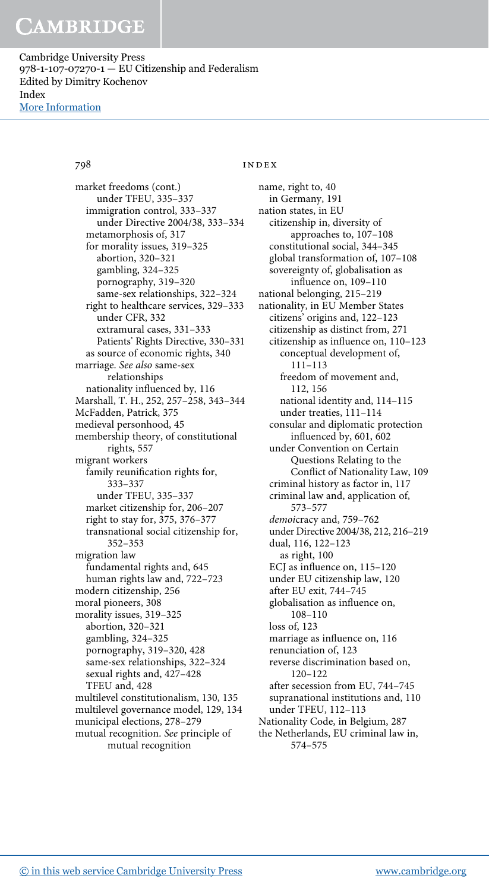market freedoms (cont.)
- under TFEU, 335–337
- immigration control, 333–337
  - under Directive 2004/38, 333–334
- metamorphosis of, 317
- for morality issues, 319–325
  - abortion, 320–321
  - gambling, 324–325
  - pornography, 319–320
  - same-sex relationships, 322–324
- right to healthcare services, 329–333
  - under CFR, 332
  - extramural cases, 331–333
  - Patients' Rights Directive, 330–331
- as source of economic rights, 340

marriage. *See also* same-sex relationships
- nationality influenced by, 116

Marshall, T. H., 252, 257–258, 343–344

McFadden, Patrick, 375

medieval personhood, 45

membership theory, of constitutional rights, 557

migrant workers
- family reunification rights for, 333–337
  - under TFEU, 335–337
- market citizenship for, 206–207
- right to stay for, 375, 376–377
- transnational social citizenship for, 352–353

migration law
- fundamental rights and, 645
- human rights law and, 722–723

modern citizenship, 256

moral pioneers, 308

morality issues, 319–325
- abortion, 320–321
- gambling, 324–325
- pornography, 319–320, 428
- same-sex relationships, 322–324
- sexual rights and, 427–428
- TFEU and, 428

multilevel constitutionalism, 130, 135

multilevel governance model, 129, 134

municipal elections, 278–279

mutual recognition. *See* principle of mutual recognition

name, right to, 40
- in Germany, 191

nation states, in EU
- citizenship in, diversity of approaches to, 107–108
- constitutional social, 344–345
- global transformation of, 107–108
- sovereignty of, globalisation as influence on, 109–110

national belonging, 215–219

nationality, in EU Member States
- citizens' origins and, 122–123
- citizenship as distinct from, 271
- citizenship as influence on, 110–123
  - conceptual development of, 111–113
  - freedom of movement and, 112, 156
  - national identity and, 114–115
  - under treaties, 111–114
- consular and diplomatic protection influenced by, 601, 602
- under Convention on Certain Questions Relating to the Conflict of Nationality Law, 109
- criminal history as factor in, 117
- criminal law and, application of, 573–577
- *demoi*cracy and, 759–762
- under Directive 2004/38, 212, 216–219
- dual, 116, 122–123
  - as right, 100
- ECJ as influence on, 115–120
- under EU citizenship law, 120
- after EU exit, 744–745
- globalisation as influence on, 108–110
- loss of, 123
- marriage as influence on, 116
- renunciation of, 123
- reverse discrimination based on, 120–122
- after secession from EU, 744–745
- supranational institutions and, 110
- under TFEU, 112–113

Nationality Code, in Belgium, 287

the Netherlands, EU criminal law in, 574–575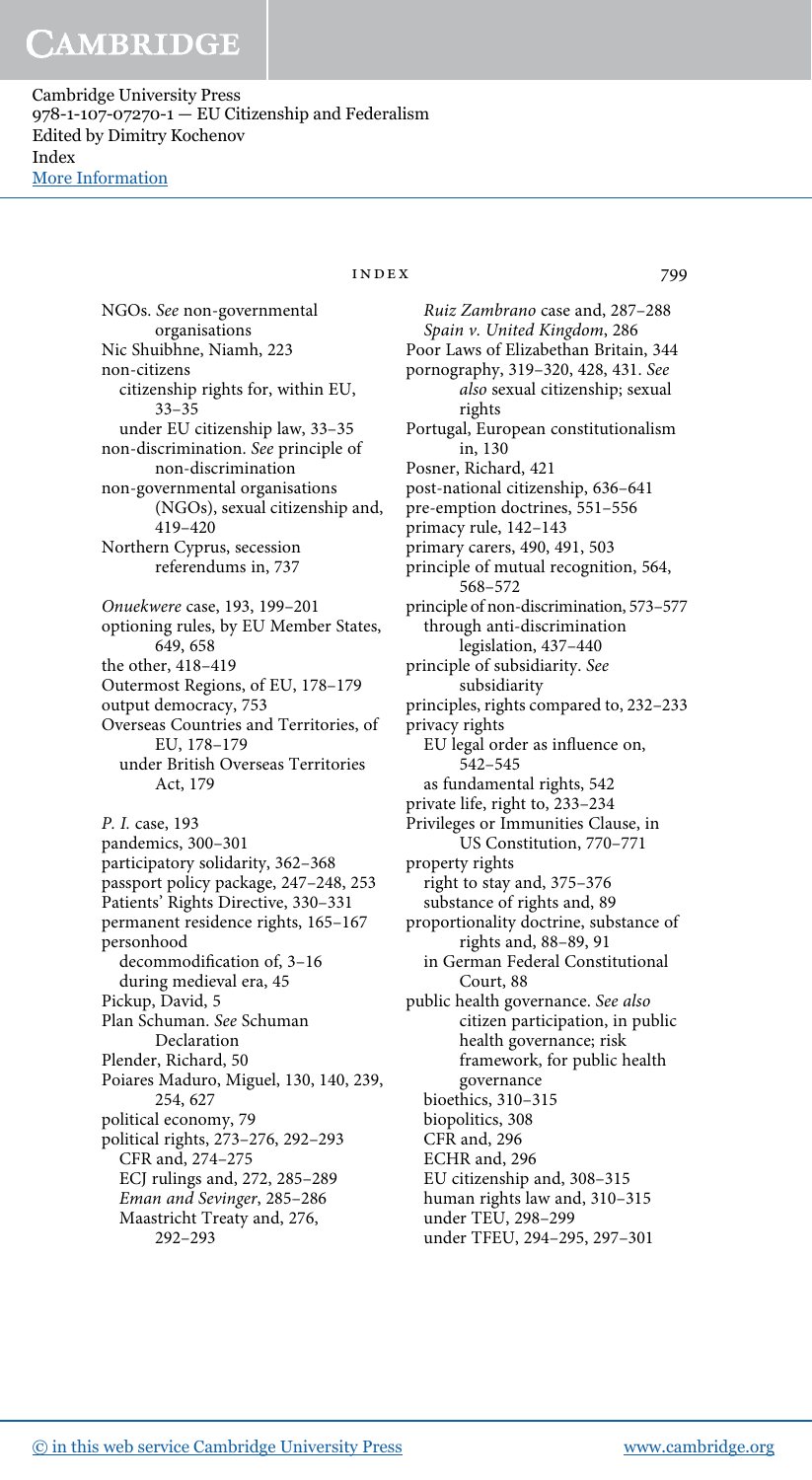NGOs. *See* non-governmental organisations
Nic Shuibhne, Niamh, 223
non-citizens
  citizenship rights for, within EU, 33–35
  under EU citizenship law, 33–35
non-discrimination. *See* principle of non-discrimination
non-governmental organisations (NGOs), sexual citizenship and, 419–420
Northern Cyprus, secession referendums in, 737

*Onuekwere* case, 193, 199–201
optioning rules, by EU Member States, 649, 658
the other, 418–419
Outermost Regions, of EU, 178–179
output democracy, 753
Overseas Countries and Territories, of EU, 178–179
  under British Overseas Territories Act, 179

*P. I.* case, 193
pandemics, 300–301
participatory solidarity, 362–368
passport policy package, 247–248, 253
Patients' Rights Directive, 330–331
permanent residence rights, 165–167
personhood
  decommodification of, 3–16
  during medieval era, 45
Pickup, David, 5
Plan Schuman. *See* Schuman Declaration
Plender, Richard, 50
Poiares Maduro, Miguel, 130, 140, 239, 254, 627
political economy, 79
political rights, 273–276, 292–293
  CFR and, 274–275
  ECJ rulings and, 272, 285–289
  *Eman and Sevinger*, 285–286
  Maastricht Treaty and, 276, 292–293
  *Ruiz Zambrano* case and, 287–288
  *Spain v. United Kingdom*, 286
Poor Laws of Elizabethan Britain, 344
pornography, 319–320, 428, 431. *See also* sexual citizenship; sexual rights
Portugal, European constitutionalism in, 130
Posner, Richard, 421
post-national citizenship, 636–641
pre-emption doctrines, 551–556
primacy rule, 142–143
primary carers, 490, 491, 503
principle of mutual recognition, 564, 568–572
principle of non-discrimination, 573–577
  through anti-discrimination legislation, 437–440
principle of subsidiarity. *See* subsidiarity
principles, rights compared to, 232–233
privacy rights
  EU legal order as influence on, 542–545
  as fundamental rights, 542
private life, right to, 233–234
Privileges or Immunities Clause, in US Constitution, 770–771
property rights
  right to stay and, 375–376
  substance of rights and, 89
proportionality doctrine, substance of rights and, 88–89, 91
  in German Federal Constitutional Court, 88
public health governance. *See also* citizen participation, in public health governance; risk framework, for public health governance
  bioethics, 310–315
  biopolitics, 308
  CFR and, 296
  ECHR and, 296
  EU citizenship and, 308–315
  human rights law and, 310–315
  under TEU, 298–299
  under TFEU, 294–295, 297–301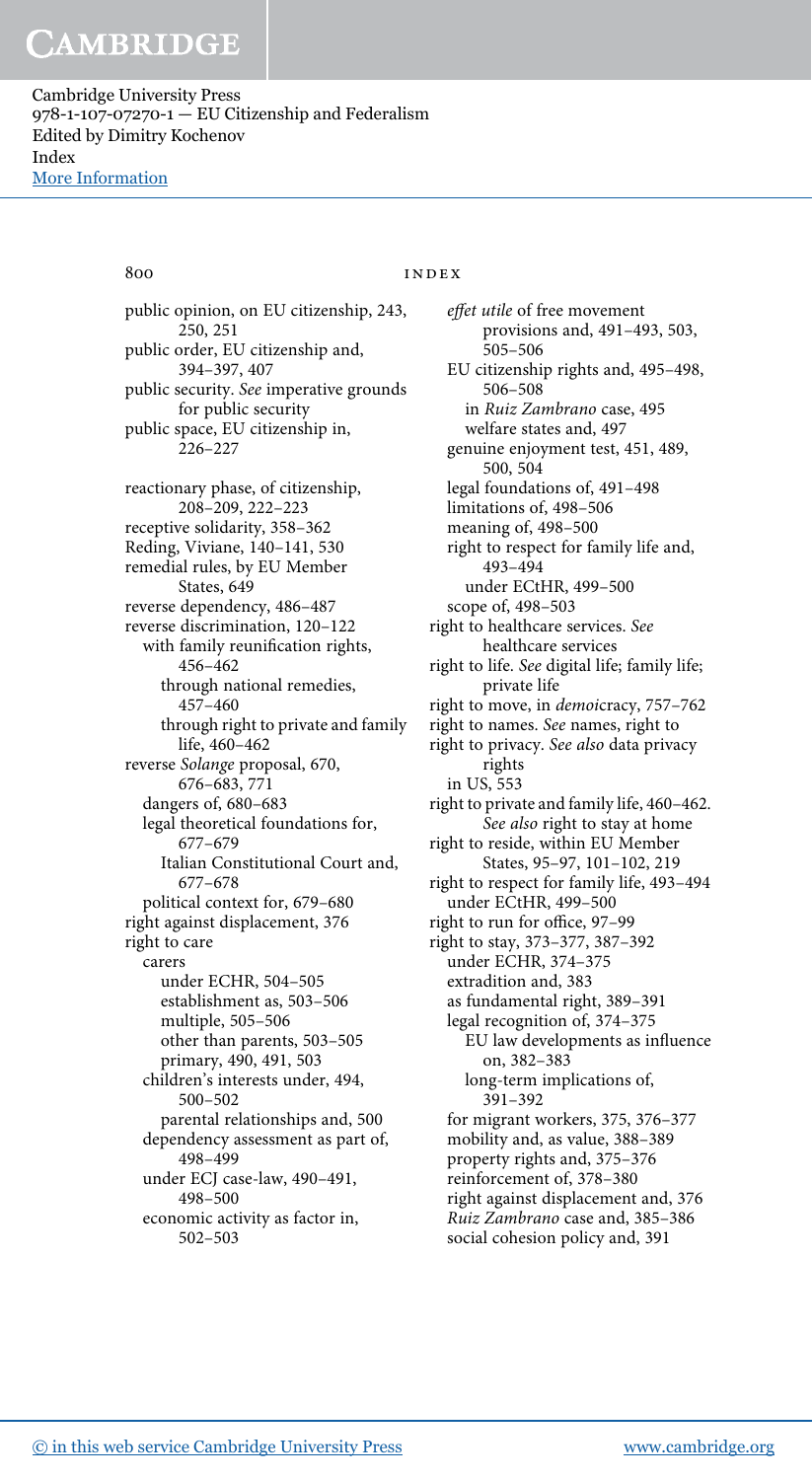public opinion, on EU citizenship, 243, 250, 251
public order, EU citizenship and, 394–397, 407
public security. *See* imperative grounds for public security
public space, EU citizenship in, 226–227

reactionary phase, of citizenship, 208–209, 222–223
receptive solidarity, 358–362
Reding, Viviane, 140–141, 530
remedial rules, by EU Member States, 649
reverse dependency, 486–487
reverse discrimination, 120–122
  with family reunification rights, 456–462
    through national remedies, 457–460
    through right to private and family life, 460–462
reverse *Solange* proposal, 670, 676–683, 771
  dangers of, 680–683
  legal theoretical foundations for, 677–679
    Italian Constitutional Court and, 677–678
  political context for, 679–680
right against displacement, 376
right to care
  carers
    under ECHR, 504–505
    establishment as, 503–506
    multiple, 505–506
    other than parents, 503–505
    primary, 490, 491, 503
  children's interests under, 494, 500–502
    parental relationships and, 500
  dependency assessment as part of, 498–499
  under ECJ case-law, 490–491, 498–500
    economic activity as factor in, 502–503
  *effet utile* of free movement provisions and, 491–493, 503, 505–506
  EU citizenship rights and, 495–498, 506–508
    in *Ruiz Zambrano* case, 495
    welfare states and, 497
  genuine enjoyment test, 451, 489, 500, 504
  legal foundations of, 491–498
  limitations of, 498–506
  meaning of, 498–500
  right to respect for family life and, 493–494
    under ECtHR, 499–500
  scope of, 498–503
right to healthcare services. *See* healthcare services
right to life. *See* digital life; family life; private life
right to move, in *demoi*cracy, 757–762
right to names. *See* names, right to
right to privacy. *See also* data privacy rights
  in US, 553
right to private and family life, 460–462. *See also* right to stay at home
right to reside, within EU Member States, 95–97, 101–102, 219
right to respect for family life, 493–494
  under ECtHR, 499–500
right to run for office, 97–99
right to stay, 373–377, 387–392
  under ECHR, 374–375
  extradition and, 383
  as fundamental right, 389–391
  legal recognition of, 374–375
    EU law developments as influence on, 382–383
    long-term implications of, 391–392
  for migrant workers, 375, 376–377
  mobility and, as value, 388–389
  property rights and, 375–376
  reinforcement of, 378–380
  right against displacement and, 376
  *Ruiz Zambrano* case and, 385–386
  social cohesion policy and, 391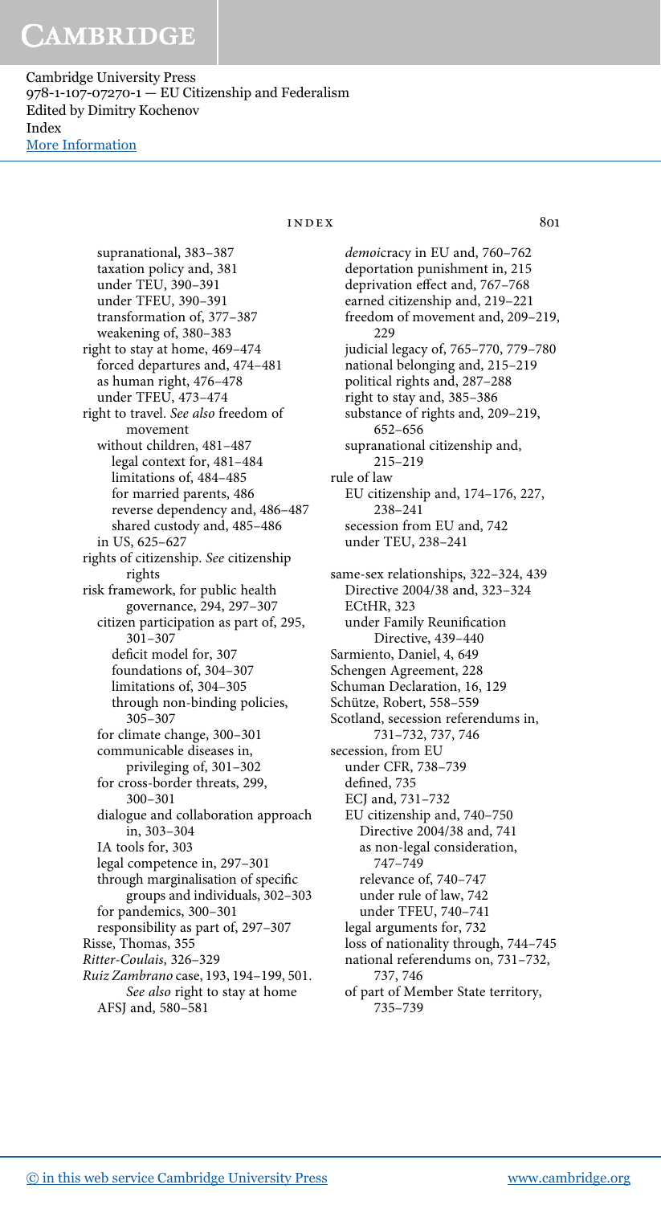supranational, 383–387
taxation policy and, 381
under TEU, 390–391
under TFEU, 390–391
transformation of, 377–387
weakening of, 380–383

right to stay at home, 469–474
forced departures and, 474–481
as human right, 476–478
under TFEU, 473–474

right to travel. *See also* freedom of movement
without children, 481–487
legal context for, 481–484
limitations of, 484–485
for married parents, 486
reverse dependency and, 486–487
shared custody and, 485–486
in US, 625–627

rights of citizenship. *See* citizenship rights

risk framework, for public health governance, 294, 297–307
citizen participation as part of, 295, 301–307
deficit model for, 307
foundations of, 304–307
limitations of, 304–305
through non-binding policies, 305–307
for climate change, 300–301
communicable diseases in, privileging of, 301–302
for cross-border threats, 299, 300–301
dialogue and collaboration approach in, 303–304
IA tools for, 303
legal competence in, 297–301
through marginalisation of specific groups and individuals, 302–303
for pandemics, 300–301
responsibility as part of, 297–307

Risse, Thomas, 355

*Ritter-Coulais*, 326–329

*Ruiz Zambrano* case, 193, 194–199, 501. *See also* right to stay at home
AFSJ and, 580–581
*demoi*cracy in EU and, 760–762
deportation punishment in, 215
deprivation effect and, 767–768
earned citizenship and, 219–221
freedom of movement and, 209–219, 229
judicial legacy of, 765–770, 779–780
national belonging and, 215–219
political rights and, 287–288
right to stay and, 385–386
substance of rights and, 209–219, 652–656
supranational citizenship and, 215–219

rule of law
EU citizenship and, 174–176, 227, 238–241
secession from EU and, 742
under TEU, 238–241

same-sex relationships, 322–324, 439
Directive 2004/38 and, 323–324
ECtHR, 323
under Family Reunification Directive, 439–440

Sarmiento, Daniel, 4, 649

Schengen Agreement, 228

Schuman Declaration, 16, 129

Schütze, Robert, 558–559

Scotland, secession referendums in, 731–732, 737, 746

secession, from EU
under CFR, 738–739
defined, 735
ECJ and, 731–732
EU citizenship and, 740–750
Directive 2004/38 and, 741
as non-legal consideration, 747–749
relevance of, 740–747
under rule of law, 742
under TFEU, 740–741
legal arguments for, 732
loss of nationality through, 744–745
national referendums on, 731–732, 737, 746
of part of Member State territory, 735–739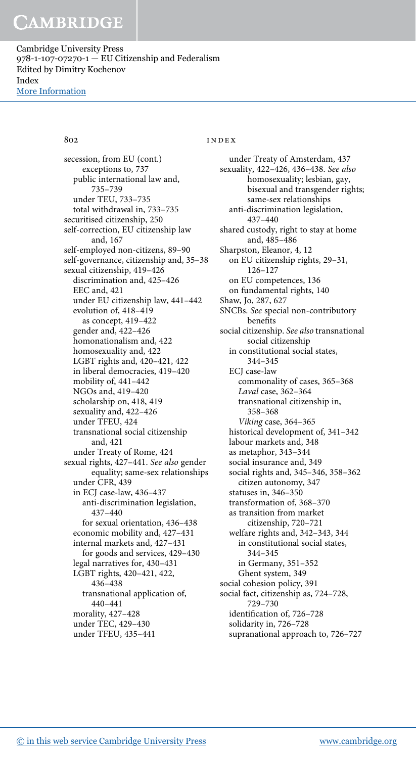secession, from EU (cont.)
  exceptions to, 737
  public international law and, 735–739
  under TEU, 733–735
  total withdrawal in, 733–735
securitised citizenship, 250
self-correction, EU citizenship law and, 167
self-employed non-citizens, 89–90
self-governance, citizenship and, 35–38
sexual citizenship, 419–426
  discrimination and, 425–426
  EEC and, 421
  under EU citizenship law, 441–442
  evolution of, 418–419
    as concept, 419–422
  gender and, 422–426
  homonationalism and, 422
  homosexuality and, 422
  LGBT rights and, 420–421, 422
  in liberal democracies, 419–420
  mobility of, 441–442
  NGOs and, 419–420
  scholarship on, 418, 419
  sexuality and, 422–426
  under TFEU, 424
  transnational social citizenship and, 421
  under Treaty of Rome, 424
sexual rights, 427–441. *See also* gender equality; same-sex relationships
  under CFR, 439
  in ECJ case-law, 436–437
    anti-discrimination legislation, 437–440
    for sexual orientation, 436–438
  economic mobility and, 427–431
  internal markets and, 427–431
    for goods and services, 429–430
  legal narratives for, 430–431
  LGBT rights, 420–421, 422, 436–438
    transnational application of, 440–441
  morality, 427–428
  under TEC, 429–430
  under TFEU, 435–441
  under Treaty of Amsterdam, 437
sexuality, 422–426, 436–438. *See also* homosexuality; lesbian, gay, bisexual and transgender rights; same-sex relationships
  anti-discrimination legislation, 437–440
shared custody, right to stay at home and, 485–486
Sharpston, Eleanor, 4, 12
  on EU citizenship rights, 29–31, 126–127
  on EU competences, 136
  on fundamental rights, 140
Shaw, Jo, 287, 627
SNCBs. *See* special non-contributory benefits
social citizenship. *See also* transnational social citizenship
  in constitutional social states, 344–345
  ECJ case-law
    commonality of cases, 365–368
    *Laval* case, 362–364
    transnational citizenship in, 358–368
    *Viking* case, 364–365
  historical development of, 341–342
  labour markets and, 348
  as metaphor, 343–344
  social insurance and, 349
  social rights and, 345–346, 358–362
    citizen autonomy, 347
  statuses in, 346–350
  transformation of, 368–370
  as transition from market citizenship, 720–721
  welfare rights and, 342–343, 344
    in constitutional social states, 344–345
    in Germany, 351–352
    Ghent system, 349
social cohesion policy, 391
social fact, citizenship as, 724–728, 729–730
  identification of, 726–728
  solidarity in, 726–728
  supranational approach to, 726–727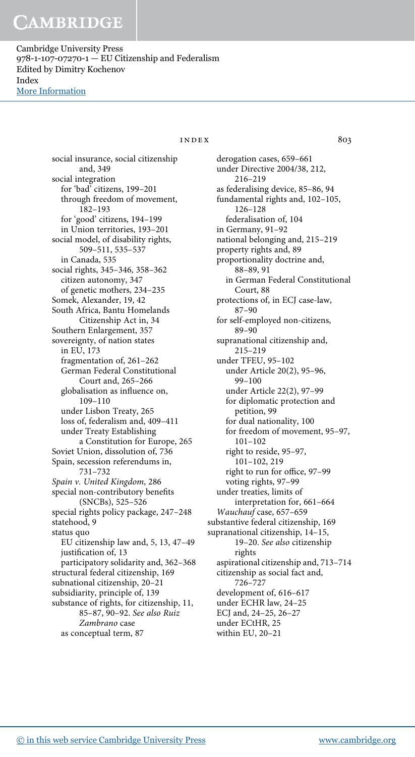social insurance, social citizenship and, 349
social integration
  for 'bad' citizens, 199–201
  through freedom of movement, 182–193
  for 'good' citizens, 194–199
  in Union territories, 193–201
social model, of disability rights, 509–511, 535–537
  in Canada, 535
social rights, 345–346, 358–362
  citizen autonomy, 347
  of genetic mothers, 234–235
Somek, Alexander, 19, 42
South Africa, Bantu Homelands Citizenship Act in, 34
Southern Enlargement, 357
sovereignty, of nation states
  in EU, 173
  fragmentation of, 261–262
  German Federal Constitutional Court and, 265–266
  globalisation as influence on, 109–110
  under Lisbon Treaty, 265
  loss of, federalism and, 409–411
  under Treaty Establishing a Constitution for Europe, 265
Soviet Union, dissolution of, 736
Spain, secession referendums in, 731–732
*Spain v. United Kingdom*, 286
special non-contributory benefits (SNCBs), 525–526
special rights policy package, 247–248
statehood, 9
status quo
  EU citizenship law and, 5, 13, 47–49
  justification of, 13
  participatory solidarity and, 362–368
structural federal citizenship, 169
subnational citizenship, 20–21
subsidiarity, principle of, 139
substance of rights, for citizenship, 11, 85–87, 90–92. *See also Ruiz Zambrano* case
  as conceptual term, 87
  derogation cases, 659–661
  under Directive 2004/38, 212, 216–219
  as federalising device, 85–86, 94
  fundamental rights and, 102–105, 126–128
    federalisation of, 104
  in Germany, 91–92
  national belonging and, 215–219
  property rights and, 89
  proportionality doctrine and, 88–89, 91
    in German Federal Constitutional Court, 88
  protections of, in ECJ case-law, 87–90
  for self-employed non-citizens, 89–90
  supranational citizenship and, 215–219
  under TFEU, 95–102
    under Article 20(2), 95–96, 99–100
    under Article 22(2), 97–99
    for diplomatic protection and petition, 99
    for dual nationality, 100
    for freedom of movement, 95–97, 101–102
    right to reside, 95–97, 101–102, 219
    right to run for office, 97–99
    voting rights, 97–99
  under treaties, limits of interpretation for, 661–664
  *Wauchauf* case, 657–659
substantive federal citizenship, 169
supranational citizenship, 14–15, 19–20. *See also* citizenship rights
  aspirational citizenship and, 713–714
  citizenship as social fact and, 726–727
  development of, 616–617
  under ECHR law, 24–25
  ECJ and, 24–25, 26–27
  under ECtHR, 25
  within EU, 20–21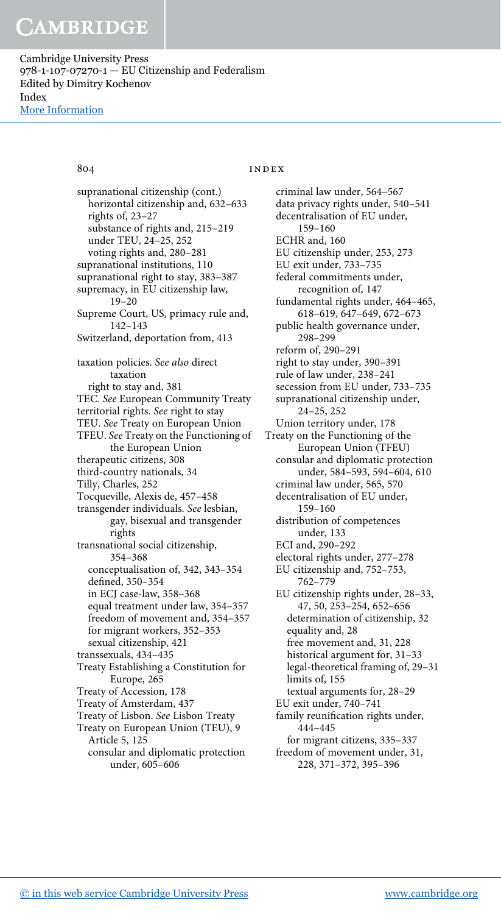supranational citizenship (cont.)
  horizontal citizenship and, 632–633
  rights of, 23–27
  substance of rights and, 215–219
  under TEU, 24–25, 252
  voting rights and, 280–281
supranational institutions, 110
supranational right to stay, 383–387
supremacy, in EU citizenship law, 19–20
Supreme Court, US, primacy rule and, 142–143
Switzerland, deportation from, 413

taxation policies. *See also* direct taxation
  right to stay and, 381
TEC. *See* European Community Treaty
territorial rights. *See* right to stay
TEU. *See* Treaty on European Union
TFEU. *See* Treaty on the Functioning of the European Union
therapeutic citizens, 308
third-country nationals, 34
Tilly, Charles, 252
Tocqueville, Alexis de, 457–458
transgender individuals. *See* lesbian, gay, bisexual and transgender rights
transnational social citizenship, 354–368
  conceptualisation of, 342, 343–354
  defined, 350–354
  in ECJ case-law, 358–368
  equal treatment under law, 354–357
  freedom of movement and, 354–357
  for migrant workers, 352–353
  sexual citizenship, 421
transsexuals, 434–435
Treaty Establishing a Constitution for Europe, 265
Treaty of Accession, 178
Treaty of Amsterdam, 437
Treaty of Lisbon. *See* Lisbon Treaty
Treaty on European Union (TEU), 9
  Article 5, 125
  consular and diplomatic protection under, 605–606
  criminal law under, 564–567
  data privacy rights under, 540–541
  decentralisation of EU under, 159–160
  ECHR and, 160
  EU citizenship under, 253, 273
  EU exit under, 733–735
  federal commitments under, recognition of, 147
  fundamental rights under, 464–465, 618–619, 647–649, 672–673
  public health governance under, 298–299
  reform of, 290–291
  right to stay under, 390–391
  rule of law under, 238–241
  secession from EU under, 733–735
  supranational citizenship under, 24–25, 252
  Union territory under, 178
Treaty on the Functioning of the European Union (TFEU)
  consular and diplomatic protection under, 584–593, 594–604, 610
  criminal law under, 565, 570
  decentralisation of EU under, 159–160
  distribution of competences under, 133
  ECI and, 290–292
  electoral rights under, 277–278
  EU citizenship and, 752–753, 762–779
  EU citizenship rights under, 28–33, 47, 50, 253–254, 652–656
    determination of citizenship, 32
    equality and, 28
    free movement and, 31, 228
    historical argument for, 31–33
    legal-theoretical framing of, 29–31
    limits of, 155
    textual arguments for, 28–29
  EU exit under, 740–741
  family reunification rights under, 444–445
    for migrant citizens, 335–337
  freedom of movement under, 31, 228, 371–372, 395–396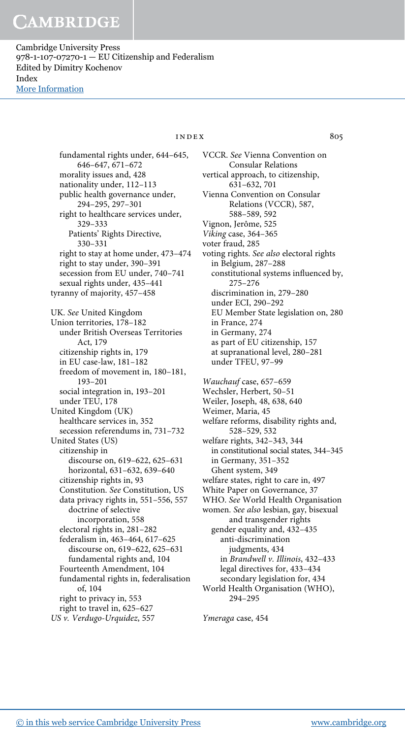fundamental rights under, 644–645, 646–647, 671–672
morality issues and, 428
nationality under, 112–113
public health governance under, 294–295, 297–301
right to healthcare services under, 329–333
Patients' Rights Directive, 330–331
right to stay at home under, 473–474
right to stay under, 390–391
secession from EU under, 740–741
sexual rights under, 435–441
tyranny of majority, 457–458

UK. *See* United Kingdom
Union territories, 178–182
under British Overseas Territories Act, 179
citizenship rights in, 179
in EU case-law, 181–182
freedom of movement in, 180–181, 193–201
social integration in, 193–201
under TEU, 178
United Kingdom (UK)
healthcare services in, 352
secession referendums in, 731–732
United States (US)
citizenship in
discourse on, 619–622, 625–631
horizontal, 631–632, 639–640
citizenship rights in, 93
Constitution. *See* Constitution, US
data privacy rights in, 551–556, 557
doctrine of selective incorporation, 558
electoral rights in, 281–282
federalism in, 463–464, 617–625
discourse on, 619–622, 625–631
fundamental rights and, 104
Fourteenth Amendment, 104
fundamental rights in, federalisation of, 104
right to privacy in, 553
right to travel in, 625–627
*US v. Verdugo-Urquidez*, 557

VCCR. *See* Vienna Convention on Consular Relations
vertical approach, to citizenship, 631–632, 701
Vienna Convention on Consular Relations (VCCR), 587, 588–589, 592
Vignon, Jerôme, 525
*Viking* case, 364–365
voter fraud, 285
voting rights. *See also* electoral rights
in Belgium, 287–288
constitutional systems influenced by, 275–276
discrimination in, 279–280
under ECI, 290–292
EU Member State legislation on, 280
in France, 274
in Germany, 274
as part of EU citizenship, 157
at supranational level, 280–281
under TFEU, 97–99

*Wauchauf* case, 657–659
Wechsler, Herbert, 50–51
Weiler, Joseph, 48, 638, 640
Weimer, Maria, 45
welfare reforms, disability rights and, 528–529, 532
welfare rights, 342–343, 344
in constitutional social states, 344–345
in Germany, 351–352
Ghent system, 349
welfare states, right to care in, 497
White Paper on Governance, 37
WHO. *See* World Health Organisation
women. *See also* lesbian, gay, bisexual and transgender rights
gender equality and, 432–435
anti-discrimination judgments, 434
in *Brandwell v. Illinois*, 432–433
legal directives for, 433–434
secondary legislation for, 434
World Health Organisation (WHO), 294–295

*Ymeraga* case, 454